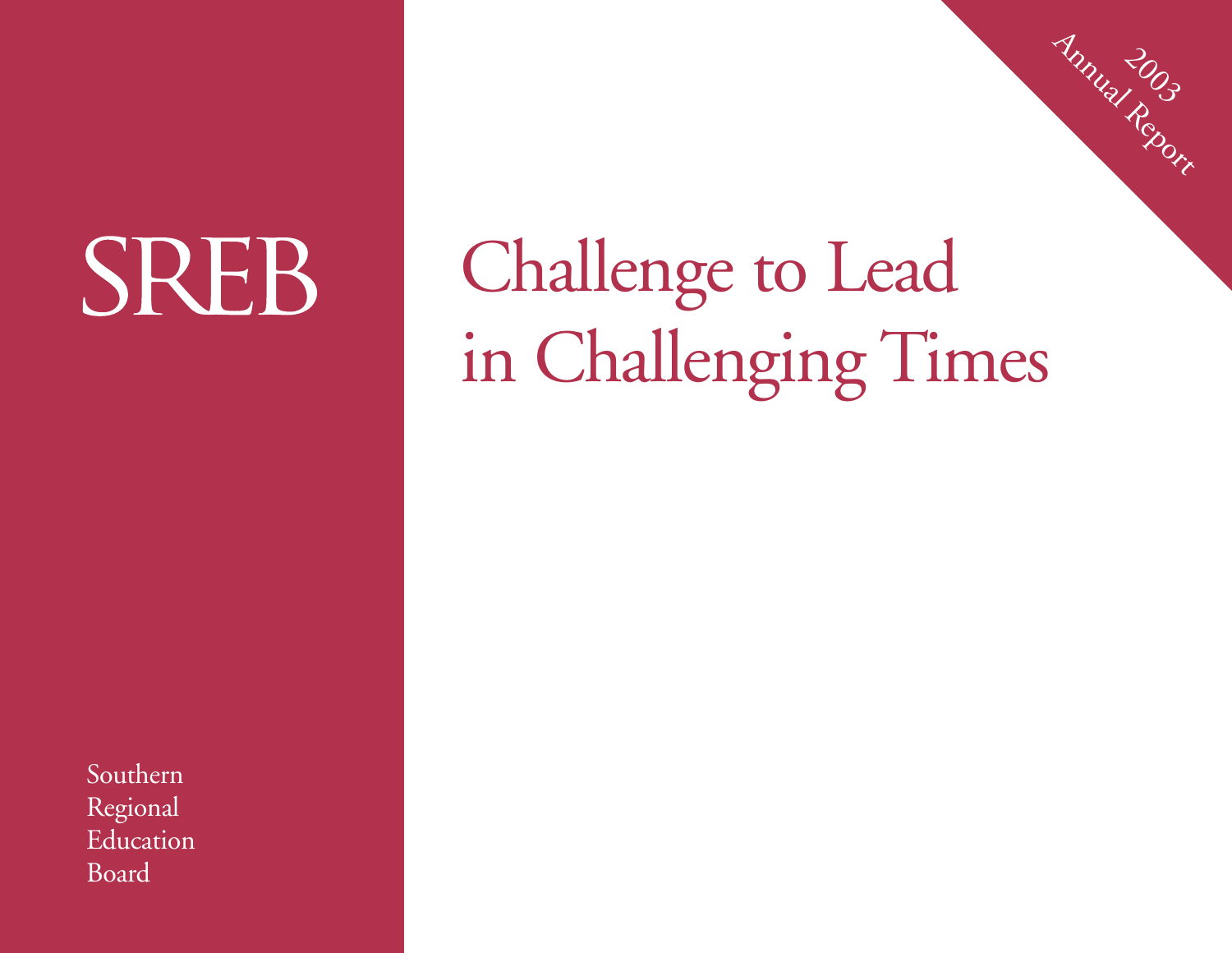2003 Annual Report

# SREB

Southern
Regional
Education
Board

# Challenge to Lead in Challenging Times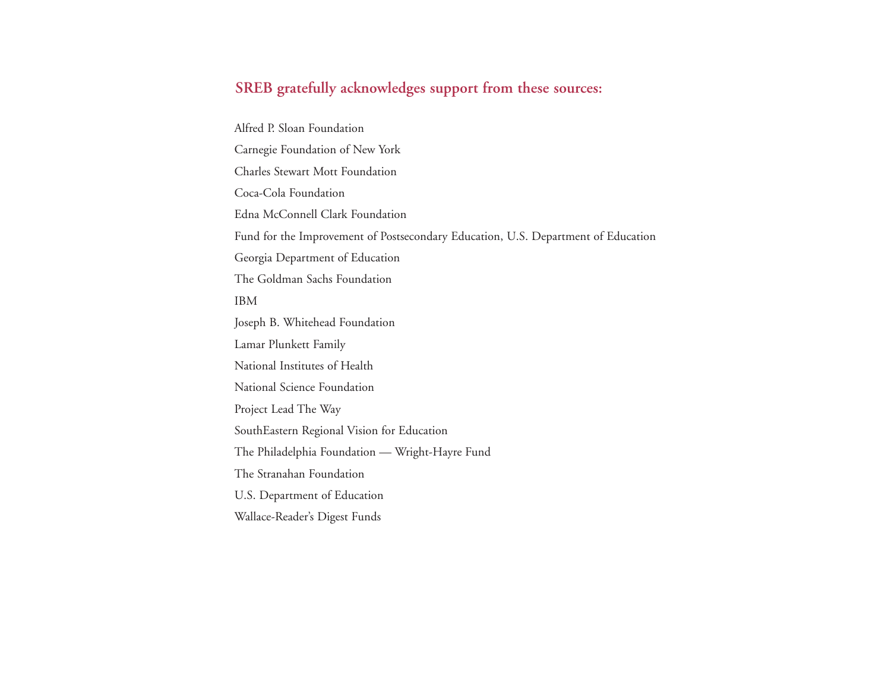**SREB gratefully acknowledges support from these sources:**

Alfred P. Sloan Foundation

Carnegie Foundation of New York

Charles Stewart Mott Foundation

Coca-Cola Foundation

Edna McConnell Clark Foundation

Fund for the Improvement of Postsecondary Education, U.S. Department of Education

Georgia Department of Education

The Goldman Sachs Foundation

IBM

Joseph B. Whitehead Foundation

Lamar Plunkett Family

National Institutes of Health

National Science Foundation

Project Lead The Way

SouthEastern Regional Vision for Education

The Philadelphia Foundation — Wright-Hayre Fund

The Stranahan Foundation

U.S. Department of Education

Wallace-Reader's Digest Funds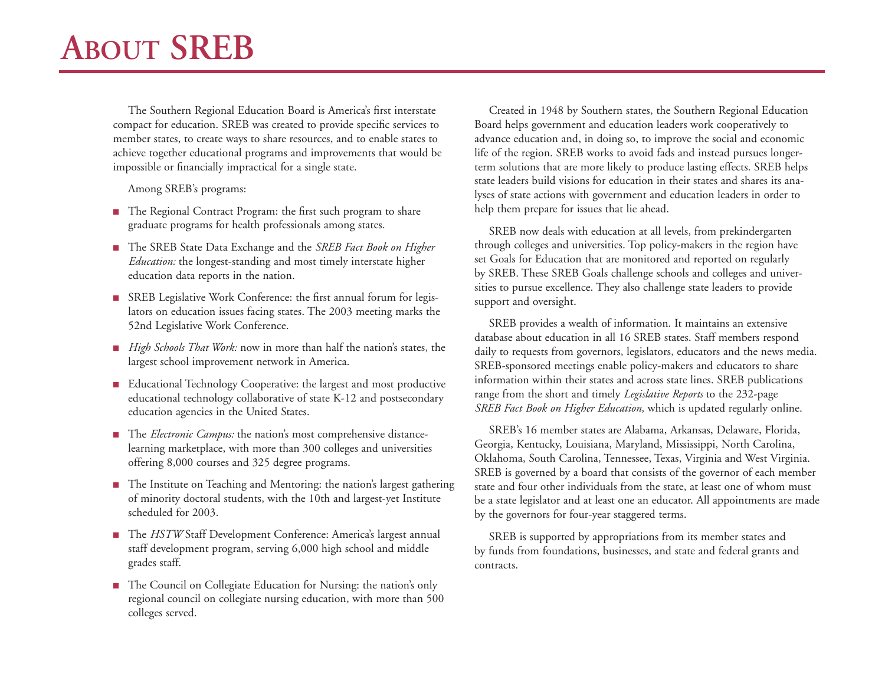# About SREB

The Southern Regional Education Board is America's first interstate compact for education. SREB was created to provide specific services to member states, to create ways to share resources, and to enable states to achieve together educational programs and improvements that would be impossible or financially impractical for a single state.

Among SREB's programs:

- The Regional Contract Program: the first such program to share graduate programs for health professionals among states.
- The SREB State Data Exchange and the *SREB Fact Book on Higher Education:* the longest-standing and most timely interstate higher education data reports in the nation.
- SREB Legislative Work Conference: the first annual forum for legislators on education issues facing states. The 2003 meeting marks the 52nd Legislative Work Conference.
- *High Schools That Work:* now in more than half the nation's states, the largest school improvement network in America.
- Educational Technology Cooperative: the largest and most productive educational technology collaborative of state K-12 and postsecondary education agencies in the United States.
- The *Electronic Campus:* the nation's most comprehensive distance-learning marketplace, with more than 300 colleges and universities offering 8,000 courses and 325 degree programs.
- The Institute on Teaching and Mentoring: the nation's largest gathering of minority doctoral students, with the 10th and largest-yet Institute scheduled for 2003.
- The *HSTW* Staff Development Conference: America's largest annual staff development program, serving 6,000 high school and middle grades staff.
- The Council on Collegiate Education for Nursing: the nation's only regional council on collegiate nursing education, with more than 500 colleges served.

Created in 1948 by Southern states, the Southern Regional Education Board helps government and education leaders work cooperatively to advance education and, in doing so, to improve the social and economic life of the region. SREB works to avoid fads and instead pursues longer-term solutions that are more likely to produce lasting effects. SREB helps state leaders build visions for education in their states and shares its analyses of state actions with government and education leaders in order to help them prepare for issues that lie ahead.

SREB now deals with education at all levels, from prekindergarten through colleges and universities. Top policy-makers in the region have set Goals for Education that are monitored and reported on regularly by SREB. These SREB Goals challenge schools and colleges and universities to pursue excellence. They also challenge state leaders to provide support and oversight.

SREB provides a wealth of information. It maintains an extensive database about education in all 16 SREB states. Staff members respond daily to requests from governors, legislators, educators and the news media. SREB-sponsored meetings enable policy-makers and educators to share information within their states and across state lines. SREB publications range from the short and timely *Legislative Reports* to the 232-page *SREB Fact Book on Higher Education,* which is updated regularly online.

SREB's 16 member states are Alabama, Arkansas, Delaware, Florida, Georgia, Kentucky, Louisiana, Maryland, Mississippi, North Carolina, Oklahoma, South Carolina, Tennessee, Texas, Virginia and West Virginia. SREB is governed by a board that consists of the governor of each member state and four other individuals from the state, at least one of whom must be a state legislator and at least one an educator. All appointments are made by the governors for four-year staggered terms.

SREB is supported by appropriations from its member states and by funds from foundations, businesses, and state and federal grants and contracts.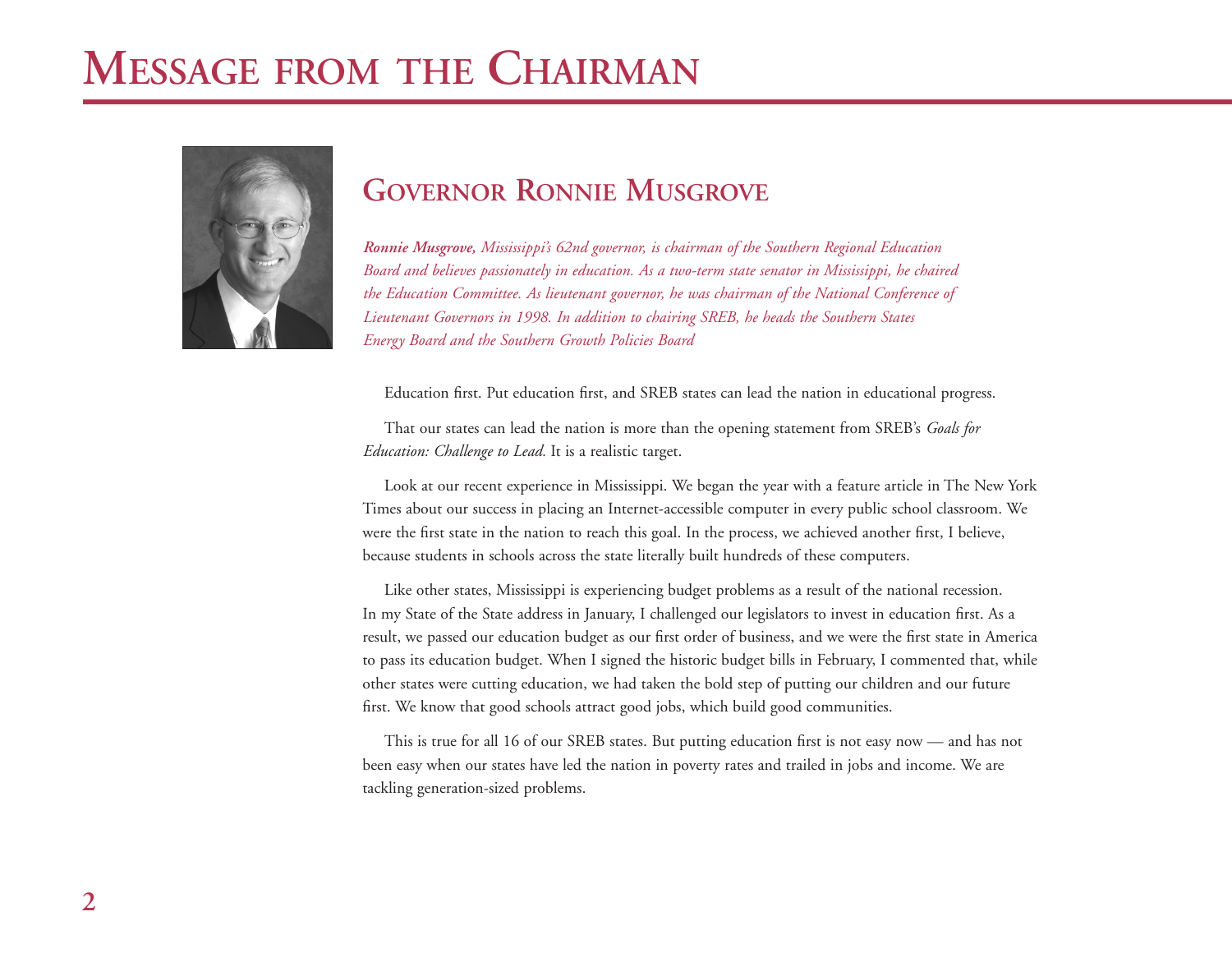# Message from the Chairman

## Governor Ronnie Musgrove

***Ronnie Musgrove,** Mississippi's 62nd governor, is chairman of the Southern Regional Education Board and believes passionately in education. As a two-term state senator in Mississippi, he chaired the Education Committee. As lieutenant governor, he was chairman of the National Conference of Lieutenant Governors in 1998. In addition to chairing SREB, he heads the Southern States Energy Board and the Southern Growth Policies Board*

Education first. Put education first, and SREB states can lead the nation in educational progress.

That our states can lead the nation is more than the opening statement from SREB's *Goals for Education: Challenge to Lead.* It is a realistic target.

Look at our recent experience in Mississippi. We began the year with a feature article in The New York Times about our success in placing an Internet-accessible computer in every public school classroom. We were the first state in the nation to reach this goal. In the process, we achieved another first, I believe, because students in schools across the state literally built hundreds of these computers.

Like other states, Mississippi is experiencing budget problems as a result of the national recession. In my State of the State address in January, I challenged our legislators to invest in education first. As a result, we passed our education budget as our first order of business, and we were the first state in America to pass its education budget. When I signed the historic budget bills in February, I commented that, while other states were cutting education, we had taken the bold step of putting our children and our future first. We know that good schools attract good jobs, which build good communities.

This is true for all 16 of our SREB states. But putting education first is not easy now — and has not been easy when our states have led the nation in poverty rates and trailed in jobs and income. We are tackling generation-sized problems.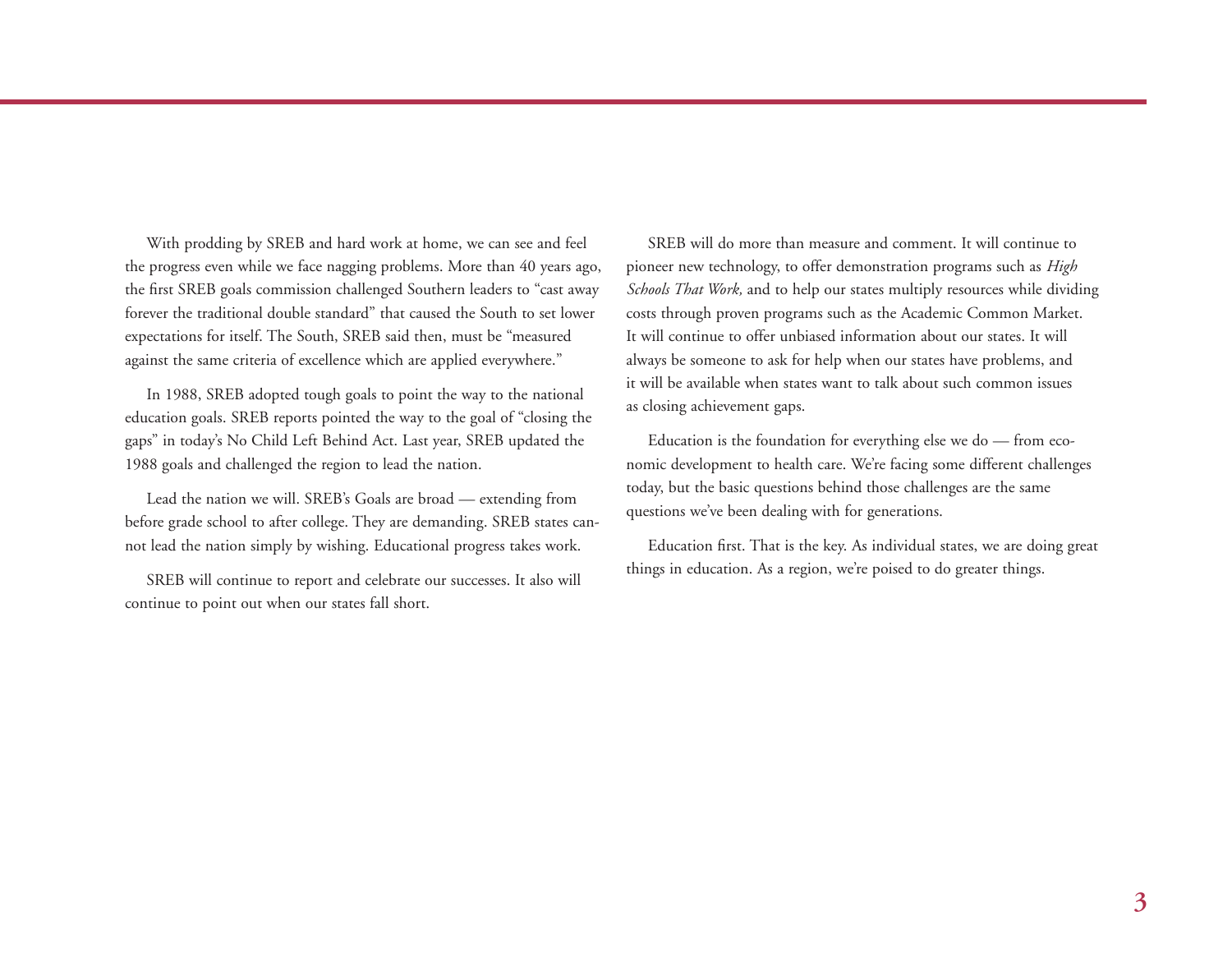With prodding by SREB and hard work at home, we can see and feel the progress even while we face nagging problems. More than 40 years ago, the first SREB goals commission challenged Southern leaders to "cast away forever the traditional double standard" that caused the South to set lower expectations for itself. The South, SREB said then, must be "measured against the same criteria of excellence which are applied everywhere."

In 1988, SREB adopted tough goals to point the way to the national education goals. SREB reports pointed the way to the goal of "closing the gaps" in today's No Child Left Behind Act. Last year, SREB updated the 1988 goals and challenged the region to lead the nation.

Lead the nation we will. SREB's Goals are broad — extending from before grade school to after college. They are demanding. SREB states cannot lead the nation simply by wishing. Educational progress takes work.

SREB will continue to report and celebrate our successes. It also will continue to point out when our states fall short.

SREB will do more than measure and comment. It will continue to pioneer new technology, to offer demonstration programs such as *High Schools That Work,* and to help our states multiply resources while dividing costs through proven programs such as the Academic Common Market. It will continue to offer unbiased information about our states. It will always be someone to ask for help when our states have problems, and it will be available when states want to talk about such common issues as closing achievement gaps.

Education is the foundation for everything else we do — from economic development to health care. We're facing some different challenges today, but the basic questions behind those challenges are the same questions we've been dealing with for generations.

Education first. That is the key. As individual states, we are doing great things in education. As a region, we're poised to do greater things.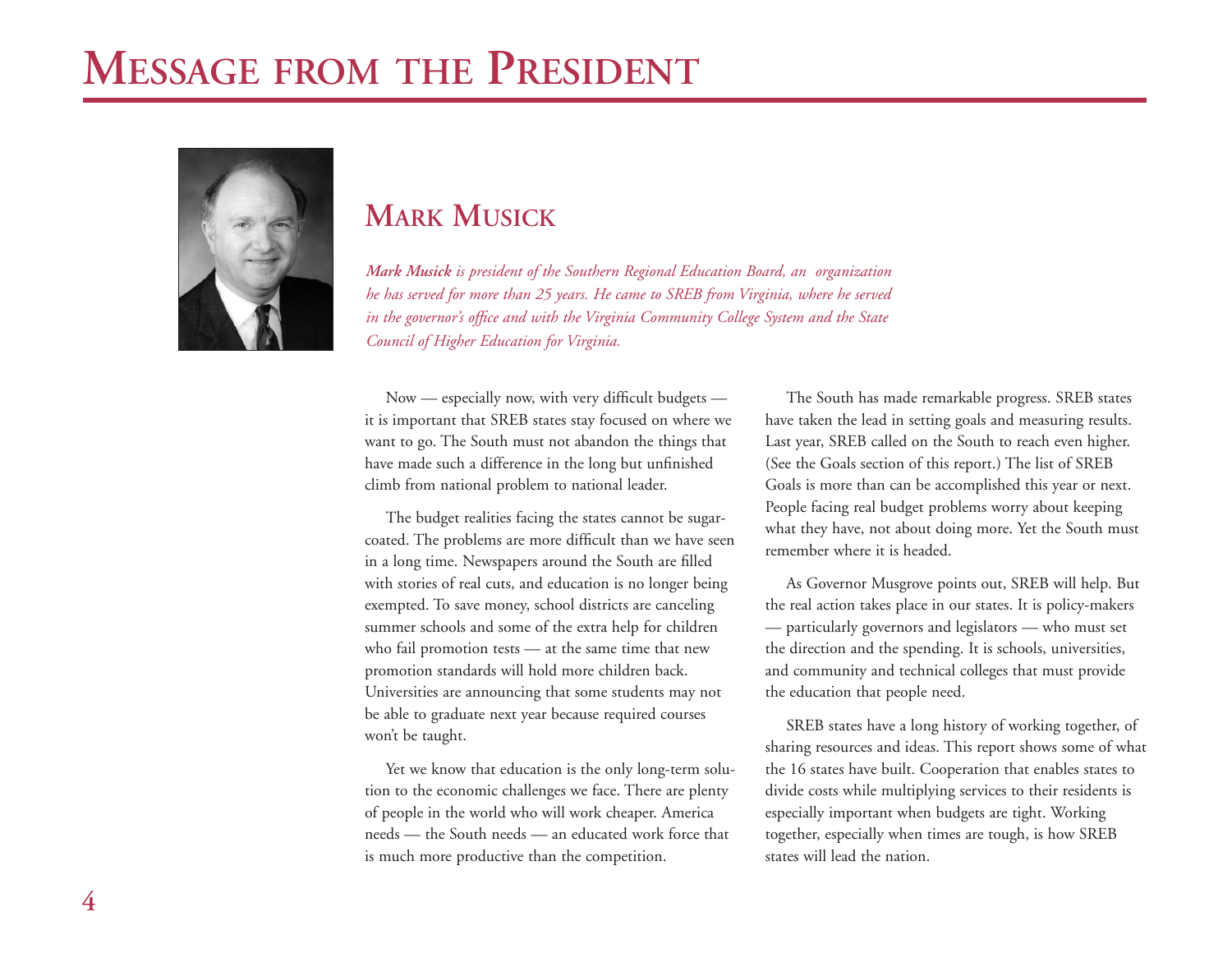# Message from the President

## Mark Musick

***Mark Musick** is president of the Southern Regional Education Board, an organization he has served for more than 25 years. He came to SREB from Virginia, where he served in the governor's office and with the Virginia Community College System and the State Council of Higher Education for Virginia.*

Now — especially now, with very difficult budgets — it is important that SREB states stay focused on where we want to go. The South must not abandon the things that have made such a difference in the long but unfinished climb from national problem to national leader.

The budget realities facing the states cannot be sugar-coated. The problems are more difficult than we have seen in a long time. Newspapers around the South are filled with stories of real cuts, and education is no longer being exempted. To save money, school districts are canceling summer schools and some of the extra help for children who fail promotion tests — at the same time that new promotion standards will hold more children back. Universities are announcing that some students may not be able to graduate next year because required courses won't be taught.

Yet we know that education is the only long-term solution to the economic challenges we face. There are plenty of people in the world who will work cheaper. America needs — the South needs — an educated work force that is much more productive than the competition.

The South has made remarkable progress. SREB states have taken the lead in setting goals and measuring results. Last year, SREB called on the South to reach even higher. (See the Goals section of this report.) The list of SREB Goals is more than can be accomplished this year or next. People facing real budget problems worry about keeping what they have, not about doing more. Yet the South must remember where it is headed.

As Governor Musgrove points out, SREB will help. But the real action takes place in our states. It is policy-makers — particularly governors and legislators — who must set the direction and the spending. It is schools, universities, and community and technical colleges that must provide the education that people need.

SREB states have a long history of working together, of sharing resources and ideas. This report shows some of what the 16 states have built. Cooperation that enables states to divide costs while multiplying services to their residents is especially important when budgets are tight. Working together, especially when times are tough, is how SREB states will lead the nation.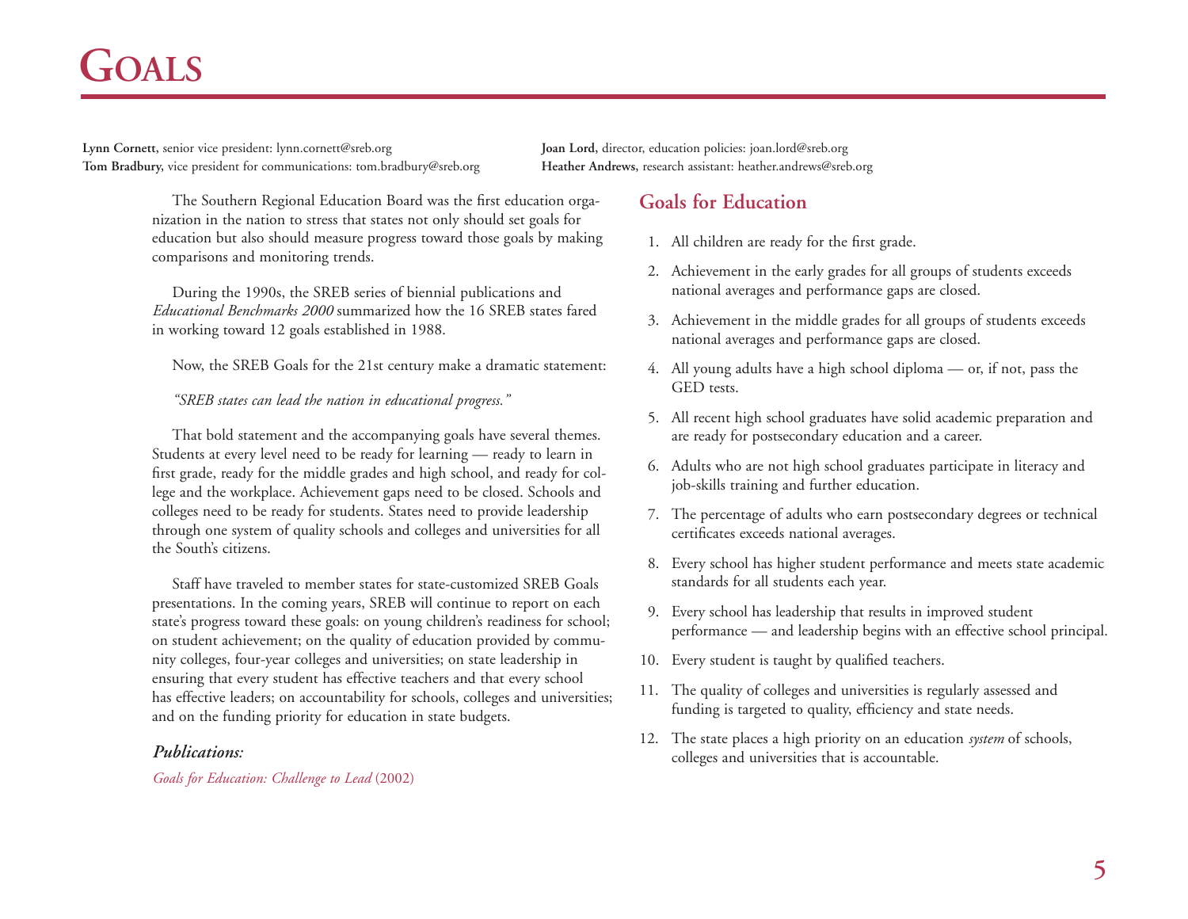# Goals

**Lynn Cornett,** senior vice president: lynn.cornett@sreb.org
**Tom Bradbury,** vice president for communications: tom.bradbury@sreb.org
**Joan Lord,** director, education policies: joan.lord@sreb.org
**Heather Andrews,** research assistant: heather.andrews@sreb.org

The Southern Regional Education Board was the first education organization in the nation to stress that states not only should set goals for education but also should measure progress toward those goals by making comparisons and monitoring trends.

During the 1990s, the SREB series of biennial publications and *Educational Benchmarks 2000* summarized how the 16 SREB states fared in working toward 12 goals established in 1988.

Now, the SREB Goals for the 21st century make a dramatic statement:

*"SREB states can lead the nation in educational progress."*

That bold statement and the accompanying goals have several themes. Students at every level need to be ready for learning — ready to learn in first grade, ready for the middle grades and high school, and ready for college and the workplace. Achievement gaps need to be closed. Schools and colleges need to be ready for students. States need to provide leadership through one system of quality schools and colleges and universities for all the South's citizens.

Staff have traveled to member states for state-customized SREB Goals presentations. In the coming years, SREB will continue to report on each state's progress toward these goals: on young children's readiness for school; on student achievement; on the quality of education provided by community colleges, four-year colleges and universities; on state leadership in ensuring that every student has effective teachers and that every school has effective leaders; on accountability for schools, colleges and universities; and on the funding priority for education in state budgets.

***Publications:***

*Goals for Education: Challenge to Lead* (2002)

## Goals for Education

1. All children are ready for the first grade.
2. Achievement in the early grades for all groups of students exceeds national averages and performance gaps are closed.
3. Achievement in the middle grades for all groups of students exceeds national averages and performance gaps are closed.
4. All young adults have a high school diploma — or, if not, pass the GED tests.
5. All recent high school graduates have solid academic preparation and are ready for postsecondary education and a career.
6. Adults who are not high school graduates participate in literacy and job-skills training and further education.
7. The percentage of adults who earn postsecondary degrees or technical certificates exceeds national averages.
8. Every school has higher student performance and meets state academic standards for all students each year.
9. Every school has leadership that results in improved student performance — and leadership begins with an effective school principal.
10. Every student is taught by qualified teachers.
11. The quality of colleges and universities is regularly assessed and funding is targeted to quality, efficiency and state needs.
12. The state places a high priority on an education *system* of schools, colleges and universities that is accountable.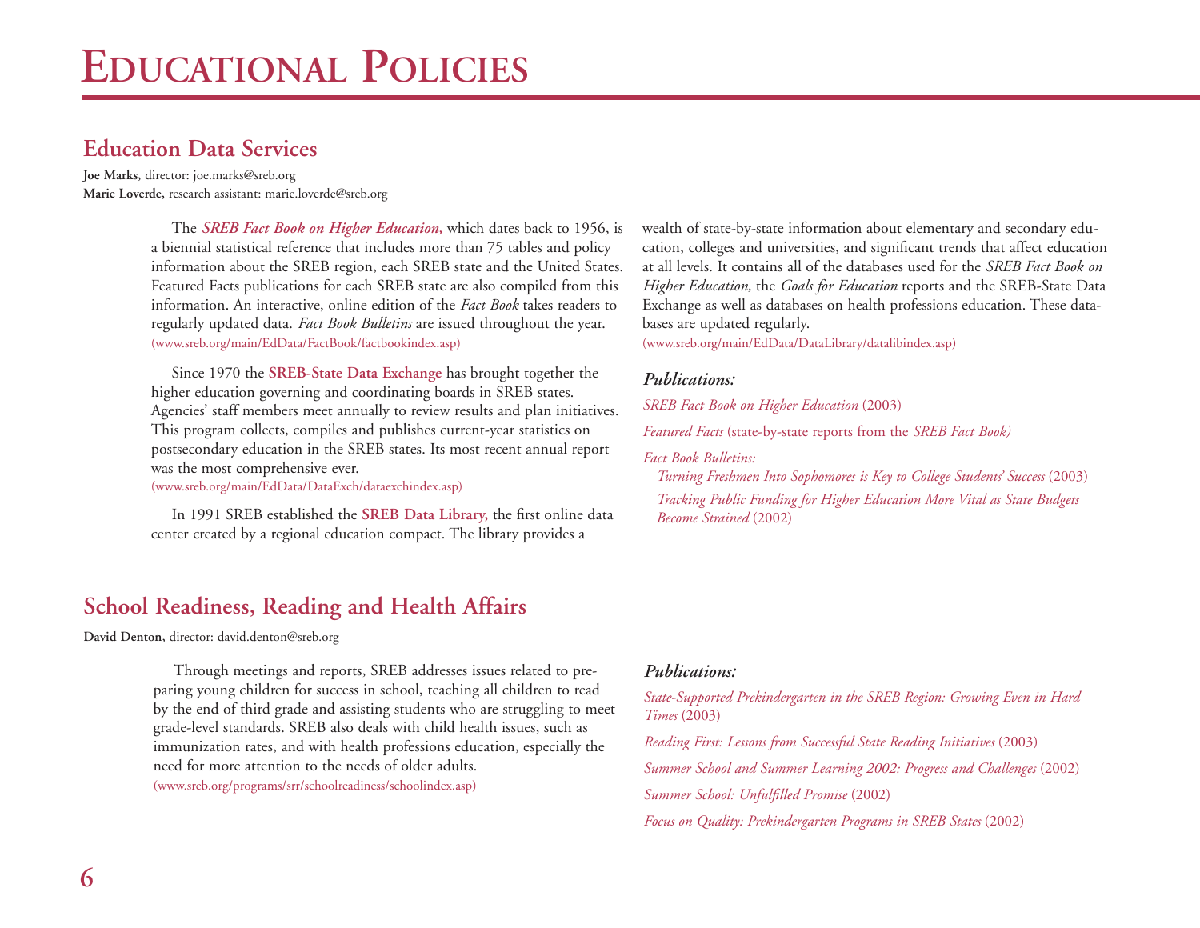# Educational Policies

## Education Data Services

**Joe Marks**, director: joe.marks@sreb.org
**Marie Loverde**, research assistant: marie.loverde@sreb.org

The ***SREB Fact Book on Higher Education,*** which dates back to 1956, is a biennial statistical reference that includes more than 75 tables and policy information about the SREB region, each SREB state and the United States. Featured Facts publications for each SREB state are also compiled from this information. An interactive, online edition of the *Fact Book* takes readers to regularly updated data. *Fact Book Bulletins* are issued throughout the year.
(www.sreb.org/main/EdData/FactBook/factbookindex.asp)

Since 1970 the **SREB-State Data Exchange** has brought together the higher education governing and coordinating boards in SREB states. Agencies' staff members meet annually to review results and plan initiatives. This program collects, compiles and publishes current-year statistics on postsecondary education in the SREB states. Its most recent annual report was the most comprehensive ever.
(www.sreb.org/main/EdData/DataExch/dataexchindex.asp)

In 1991 SREB established the **SREB Data Library,** the first online data center created by a regional education compact. The library provides a wealth of state-by-state information about elementary and secondary education, colleges and universities, and significant trends that affect education at all levels. It contains all of the databases used for the *SREB Fact Book on Higher Education,* the *Goals for Education* reports and the SREB-State Data Exchange as well as databases on health professions education. These databases are updated regularly.
(www.sreb.org/main/EdData/DataLibrary/datalibindex.asp)

### *Publications:*

*SREB Fact Book on Higher Education* (2003)

*Featured Facts* (state-by-state reports from the *SREB Fact Book)*

*Fact Book Bulletins:*

- *Turning Freshmen Into Sophomores is Key to College Students' Success* (2003)
- *Tracking Public Funding for Higher Education More Vital as State Budgets Become Strained* (2002)

## School Readiness, Reading and Health Affairs

**David Denton**, director: david.denton@sreb.org

Through meetings and reports, SREB addresses issues related to preparing young children for success in school, teaching all children to read by the end of third grade and assisting students who are struggling to meet grade-level standards. SREB also deals with child health issues, such as immunization rates, and with health professions education, especially the need for more attention to the needs of older adults.
(www.sreb.org/programs/srr/schoolreadiness/schoolindex.asp)

### *Publications:*

*State-Supported Prekindergarten in the SREB Region: Growing Even in Hard Times* (2003)

*Reading First: Lessons from Successful State Reading Initiatives* (2003)

*Summer School and Summer Learning 2002: Progress and Challenges* (2002)

*Summer School: Unfulfilled Promise* (2002)

*Focus on Quality: Prekindergarten Programs in SREB States* (2002)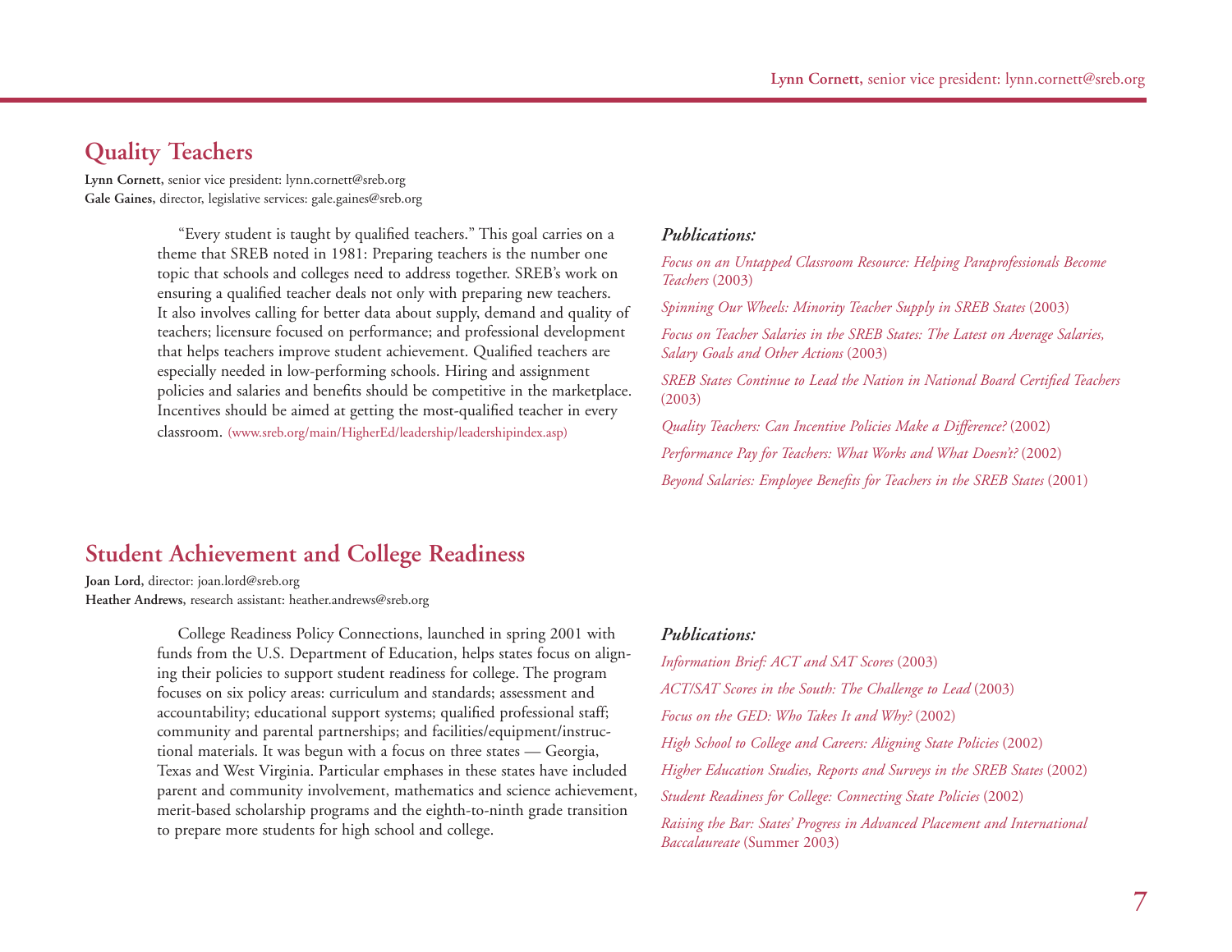## Quality Teachers

**Lynn Cornett,** senior vice president: lynn.cornett@sreb.org
**Gale Gaines,** director, legislative services: gale.gaines@sreb.org

"Every student is taught by qualified teachers." This goal carries on a theme that SREB noted in 1981: Preparing teachers is the number one topic that schools and colleges need to address together. SREB's work on ensuring a qualified teacher deals not only with preparing new teachers. It also involves calling for better data about supply, demand and quality of teachers; licensure focused on performance; and professional development that helps teachers improve student achievement. Qualified teachers are especially needed in low-performing schools. Hiring and assignment policies and salaries and benefits should be competitive in the marketplace. Incentives should be aimed at getting the most-qualified teacher in every classroom. (www.sreb.org/main/HigherEd/leadership/leadershipindex.asp)

***Publications:***

*Focus on an Untapped Classroom Resource: Helping Paraprofessionals Become Teachers* (2003)

*Spinning Our Wheels: Minority Teacher Supply in SREB States* (2003)

*Focus on Teacher Salaries in the SREB States: The Latest on Average Salaries, Salary Goals and Other Actions* (2003)

*SREB States Continue to Lead the Nation in National Board Certified Teachers* (2003)

*Quality Teachers: Can Incentive Policies Make a Difference?* (2002)

*Performance Pay for Teachers: What Works and What Doesn't?* (2002)

*Beyond Salaries: Employee Benefits for Teachers in the SREB States* (2001)

## Student Achievement and College Readiness

**Joan Lord,** director: joan.lord@sreb.org
**Heather Andrews,** research assistant: heather.andrews@sreb.org

College Readiness Policy Connections, launched in spring 2001 with funds from the U.S. Department of Education, helps states focus on aligning their policies to support student readiness for college. The program focuses on six policy areas: curriculum and standards; assessment and accountability; educational support systems; qualified professional staff; community and parental partnerships; and facilities/equipment/instructional materials. It was begun with a focus on three states — Georgia, Texas and West Virginia. Particular emphases in these states have included parent and community involvement, mathematics and science achievement, merit-based scholarship programs and the eighth-to-ninth grade transition to prepare more students for high school and college.

***Publications:***

*Information Brief: ACT and SAT Scores* (2003)

*ACT/SAT Scores in the South: The Challenge to Lead* (2003)

*Focus on the GED: Who Takes It and Why?* (2002)

*High School to College and Careers: Aligning State Policies* (2002)

*Higher Education Studies, Reports and Surveys in the SREB States* (2002)

*Student Readiness for College: Connecting State Policies* (2002)

*Raising the Bar: States' Progress in Advanced Placement and International Baccalaureate* (Summer 2003)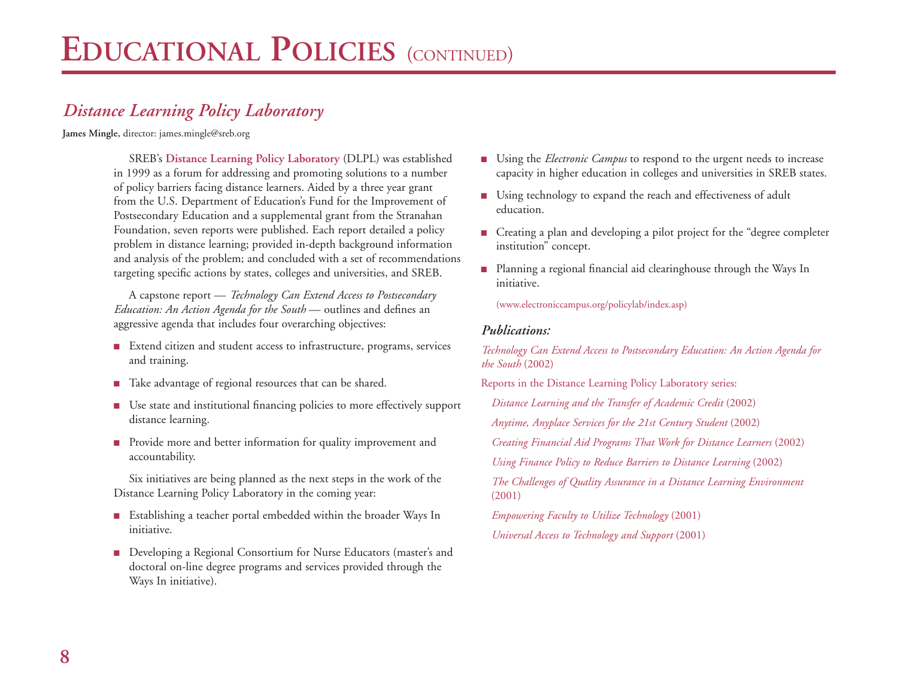# Educational Policies (continued)

## *Distance Learning Policy Laboratory*

**James Mingle,** director: james.mingle@sreb.org

SREB's **Distance Learning Policy Laboratory** (DLPL) was established in 1999 as a forum for addressing and promoting solutions to a number of policy barriers facing distance learners. Aided by a three year grant from the U.S. Department of Education's Fund for the Improvement of Postsecondary Education and a supplemental grant from the Stranahan Foundation, seven reports were published. Each report detailed a policy problem in distance learning; provided in-depth background information and analysis of the problem; and concluded with a set of recommendations targeting specific actions by states, colleges and universities, and SREB.

A capstone report — *Technology Can Extend Access to Postsecondary Education: An Action Agenda for the South* — outlines and defines an aggressive agenda that includes four overarching objectives:

- Extend citizen and student access to infrastructure, programs, services and training.
- Take advantage of regional resources that can be shared.
- Use state and institutional financing policies to more effectively support distance learning.
- Provide more and better information for quality improvement and accountability.

Six initiatives are being planned as the next steps in the work of the Distance Learning Policy Laboratory in the coming year:

- Establishing a teacher portal embedded within the broader Ways In initiative.
- Developing a Regional Consortium for Nurse Educators (master's and doctoral on-line degree programs and services provided through the Ways In initiative).
- Using the *Electronic Campus* to respond to the urgent needs to increase capacity in higher education in colleges and universities in SREB states.
- Using technology to expand the reach and effectiveness of adult education.
- Creating a plan and developing a pilot project for the "degree completer institution" concept.
- Planning a regional financial aid clearinghouse through the Ways In initiative.

(www.electroniccampus.org/policylab/index.asp)

### *Publications:*

*Technology Can Extend Access to Postsecondary Education: An Action Agenda for the South* (2002)

Reports in the Distance Learning Policy Laboratory series:

- *Distance Learning and the Transfer of Academic Credit* (2002)
- *Anytime, Anyplace Services for the 21st Century Student* (2002)
- *Creating Financial Aid Programs That Work for Distance Learners* (2002)
- *Using Finance Policy to Reduce Barriers to Distance Learning* (2002)
- *The Challenges of Quality Assurance in a Distance Learning Environment* (2001)
- *Empowering Faculty to Utilize Technology* (2001)
- *Universal Access to Technology and Support* (2001)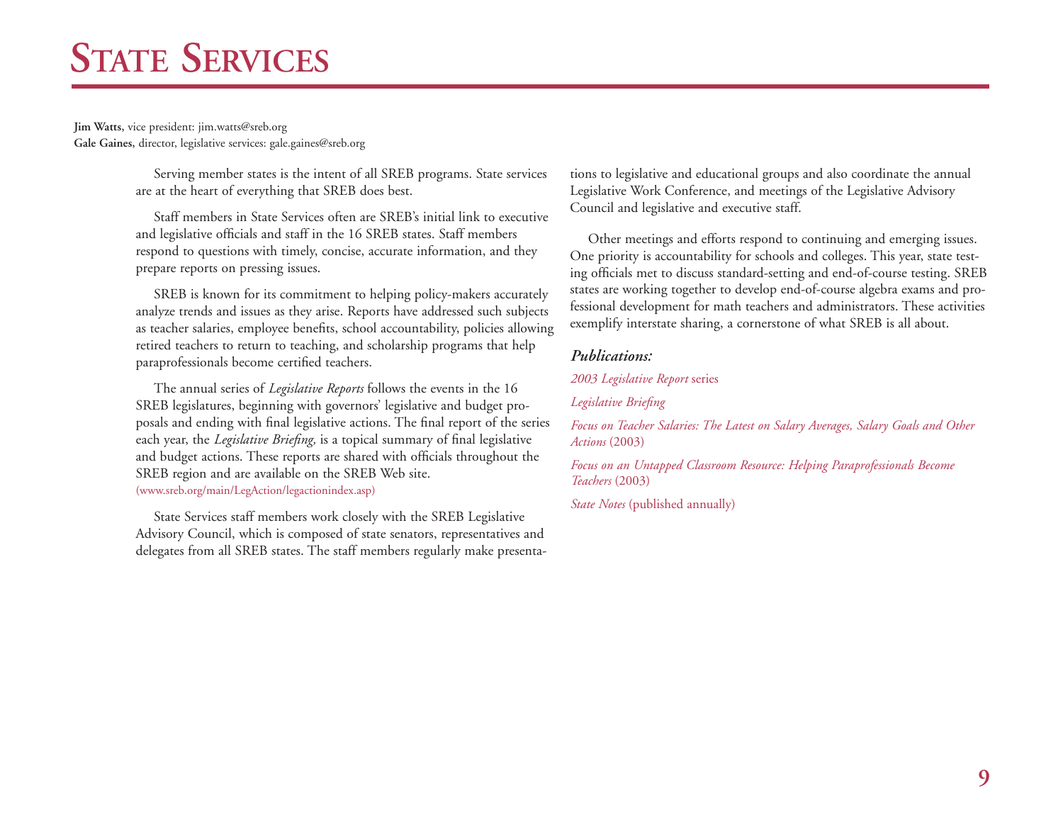# State Services

**Jim Watts,** vice president: jim.watts@sreb.org
**Gale Gaines,** director, legislative services: gale.gaines@sreb.org

Serving member states is the intent of all SREB programs. State services are at the heart of everything that SREB does best.

Staff members in State Services often are SREB's initial link to executive and legislative officials and staff in the 16 SREB states. Staff members respond to questions with timely, concise, accurate information, and they prepare reports on pressing issues.

SREB is known for its commitment to helping policy-makers accurately analyze trends and issues as they arise. Reports have addressed such subjects as teacher salaries, employee benefits, school accountability, policies allowing retired teachers to return to teaching, and scholarship programs that help paraprofessionals become certified teachers.

The annual series of *Legislative Reports* follows the events in the 16 SREB legislatures, beginning with governors' legislative and budget proposals and ending with final legislative actions. The final report of the series each year, the *Legislative Briefing,* is a topical summary of final legislative and budget actions. These reports are shared with officials throughout the SREB region and are available on the SREB Web site. (www.sreb.org/main/LegAction/legactionindex.asp)

State Services staff members work closely with the SREB Legislative Advisory Council, which is composed of state senators, representatives and delegates from all SREB states. The staff members regularly make presentations to legislative and educational groups and also coordinate the annual Legislative Work Conference, and meetings of the Legislative Advisory Council and legislative and executive staff.

Other meetings and efforts respond to continuing and emerging issues. One priority is accountability for schools and colleges. This year, state testing officials met to discuss standard-setting and end-of-course testing. SREB states are working together to develop end-of-course algebra exams and professional development for math teachers and administrators. These activities exemplify interstate sharing, a cornerstone of what SREB is all about.

***Publications:***

*2003 Legislative Report* series

*Legislative Briefing*

*Focus on Teacher Salaries: The Latest on Salary Averages, Salary Goals and Other Actions* (2003)

*Focus on an Untapped Classroom Resource: Helping Paraprofessionals Become Teachers* (2003)

*State Notes* (published annually)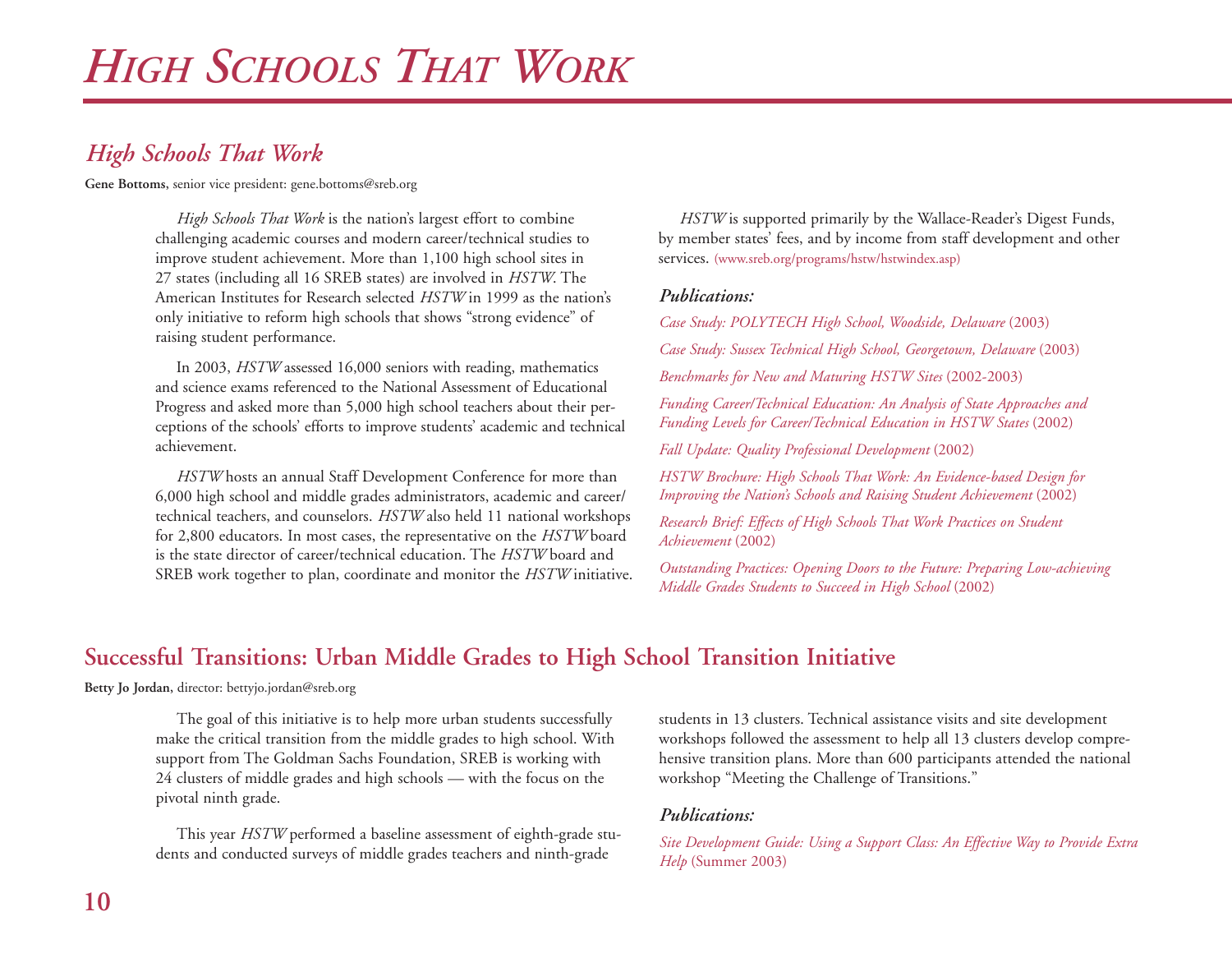# *High Schools That Work*

## *High Schools That Work*

**Gene Bottoms**, senior vice president: gene.bottoms@sreb.org

*High Schools That Work* is the nation's largest effort to combine challenging academic courses and modern career/technical studies to improve student achievement. More than 1,100 high school sites in 27 states (including all 16 SREB states) are involved in *HSTW*. The American Institutes for Research selected *HSTW* in 1999 as the nation's only initiative to reform high schools that shows "strong evidence" of raising student performance.

In 2003, *HSTW* assessed 16,000 seniors with reading, mathematics and science exams referenced to the National Assessment of Educational Progress and asked more than 5,000 high school teachers about their perceptions of the schools' efforts to improve students' academic and technical achievement.

*HSTW* hosts an annual Staff Development Conference for more than 6,000 high school and middle grades administrators, academic and career/technical teachers, and counselors. *HSTW* also held 11 national workshops for 2,800 educators. In most cases, the representative on the *HSTW* board is the state director of career/technical education. The *HSTW* board and SREB work together to plan, coordinate and monitor the *HSTW* initiative.

*HSTW* is supported primarily by the Wallace-Reader's Digest Funds, by member states' fees, and by income from staff development and other services. (www.sreb.org/programs/hstw/hstwindex.asp)

### *Publications:*

*Case Study: POLYTECH High School, Woodside, Delaware* (2003)

*Case Study: Sussex Technical High School, Georgetown, Delaware* (2003)

*Benchmarks for New and Maturing HSTW Sites* (2002-2003)

*Funding Career/Technical Education: An Analysis of State Approaches and Funding Levels for Career/Technical Education in HSTW States* (2002)

*Fall Update: Quality Professional Development* (2002)

*HSTW Brochure: High Schools That Work: An Evidence-based Design for Improving the Nation's Schools and Raising Student Achievement* (2002)

*Research Brief: Effects of High Schools That Work Practices on Student Achievement* (2002)

*Outstanding Practices: Opening Doors to the Future: Preparing Low-achieving Middle Grades Students to Succeed in High School* (2002)

## Successful Transitions: Urban Middle Grades to High School Transition Initiative

**Betty Jo Jordan**, director: bettyjo.jordan@sreb.org

The goal of this initiative is to help more urban students successfully make the critical transition from the middle grades to high school. With support from The Goldman Sachs Foundation, SREB is working with 24 clusters of middle grades and high schools — with the focus on the pivotal ninth grade.

This year *HSTW* performed a baseline assessment of eighth-grade students and conducted surveys of middle grades teachers and ninth-grade students in 13 clusters. Technical assistance visits and site development workshops followed the assessment to help all 13 clusters develop comprehensive transition plans. More than 600 participants attended the national workshop "Meeting the Challenge of Transitions."

### *Publications:*

*Site Development Guide: Using a Support Class: An Effective Way to Provide Extra Help* (Summer 2003)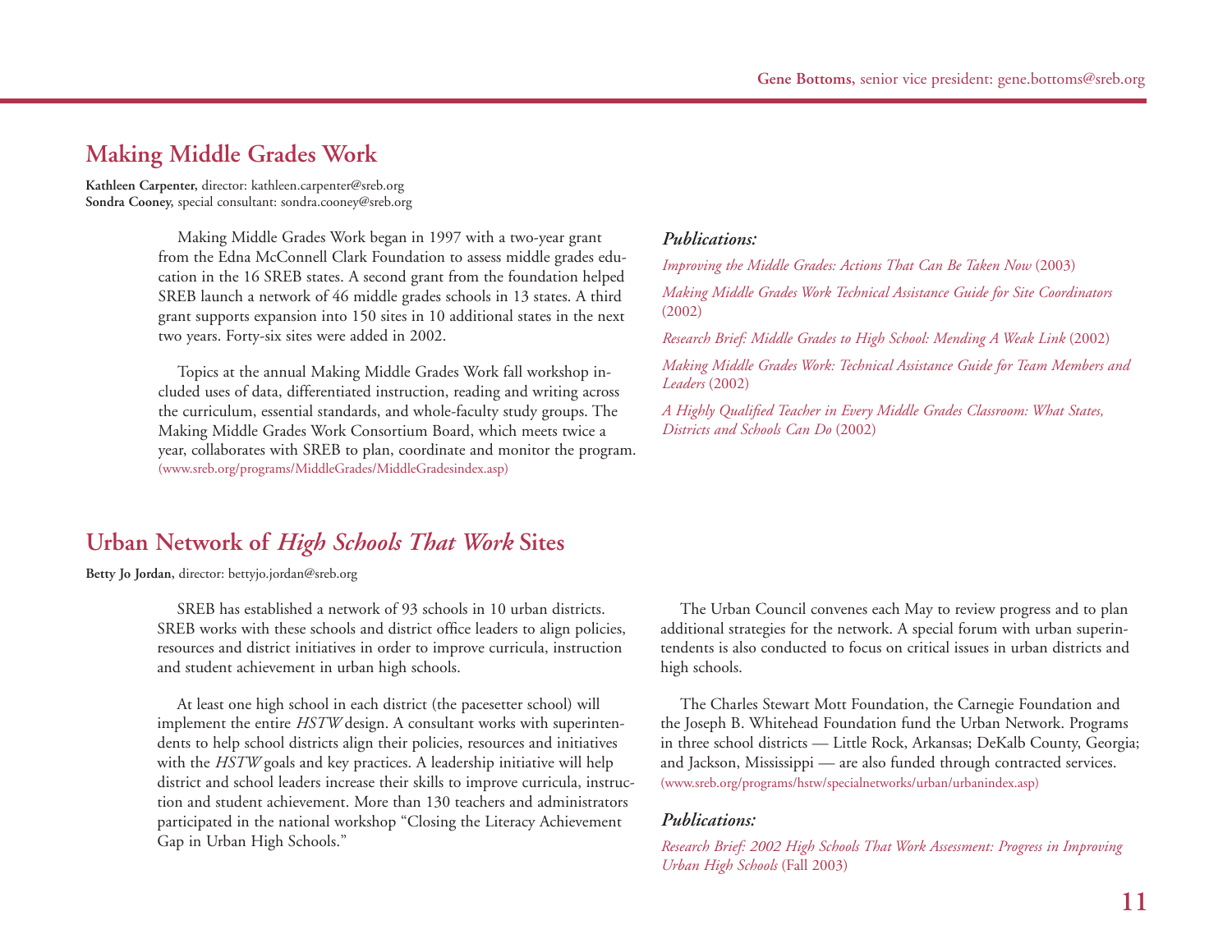Gene Bottoms, senior vice president: gene.bottoms@sreb.org

## Making Middle Grades Work

**Kathleen Carpenter,** director: kathleen.carpenter@sreb.org
**Sondra Cooney,** special consultant: sondra.cooney@sreb.org

Making Middle Grades Work began in 1997 with a two-year grant from the Edna McConnell Clark Foundation to assess middle grades education in the 16 SREB states. A second grant from the foundation helped SREB launch a network of 46 middle grades schools in 13 states. A third grant supports expansion into 150 sites in 10 additional states in the next two years. Forty-six sites were added in 2002.

Topics at the annual Making Middle Grades Work fall workshop included uses of data, differentiated instruction, reading and writing across the curriculum, essential standards, and whole-faculty study groups. The Making Middle Grades Work Consortium Board, which meets twice a year, collaborates with SREB to plan, coordinate and monitor the program. (www.sreb.org/programs/MiddleGrades/MiddleGradesindex.asp)

### *Publications:*

*Improving the Middle Grades: Actions That Can Be Taken Now* (2003)

*Making Middle Grades Work Technical Assistance Guide for Site Coordinators* (2002)

*Research Brief: Middle Grades to High School: Mending A Weak Link* (2002)

*Making Middle Grades Work: Technical Assistance Guide for Team Members and Leaders* (2002)

*A Highly Qualified Teacher in Every Middle Grades Classroom: What States, Districts and Schools Can Do* (2002)

## Urban Network of *High Schools That Work* Sites

**Betty Jo Jordan,** director: bettyjo.jordan@sreb.org

SREB has established a network of 93 schools in 10 urban districts. SREB works with these schools and district office leaders to align policies, resources and district initiatives in order to improve curricula, instruction and student achievement in urban high schools.

At least one high school in each district (the pacesetter school) will implement the entire *HSTW* design. A consultant works with superintendents to help school districts align their policies, resources and initiatives with the *HSTW* goals and key practices. A leadership initiative will help district and school leaders increase their skills to improve curricula, instruction and student achievement. More than 130 teachers and administrators participated in the national workshop "Closing the Literacy Achievement Gap in Urban High Schools."

The Urban Council convenes each May to review progress and to plan additional strategies for the network. A special forum with urban superintendents is also conducted to focus on critical issues in urban districts and high schools.

The Charles Stewart Mott Foundation, the Carnegie Foundation and the Joseph B. Whitehead Foundation fund the Urban Network. Programs in three school districts — Little Rock, Arkansas; DeKalb County, Georgia; and Jackson, Mississippi — are also funded through contracted services. (www.sreb.org/programs/hstw/specialnetworks/urban/urbanindex.asp)

### *Publications:*

*Research Brief: 2002 High Schools That Work Assessment: Progress in Improving Urban High Schools* (Fall 2003)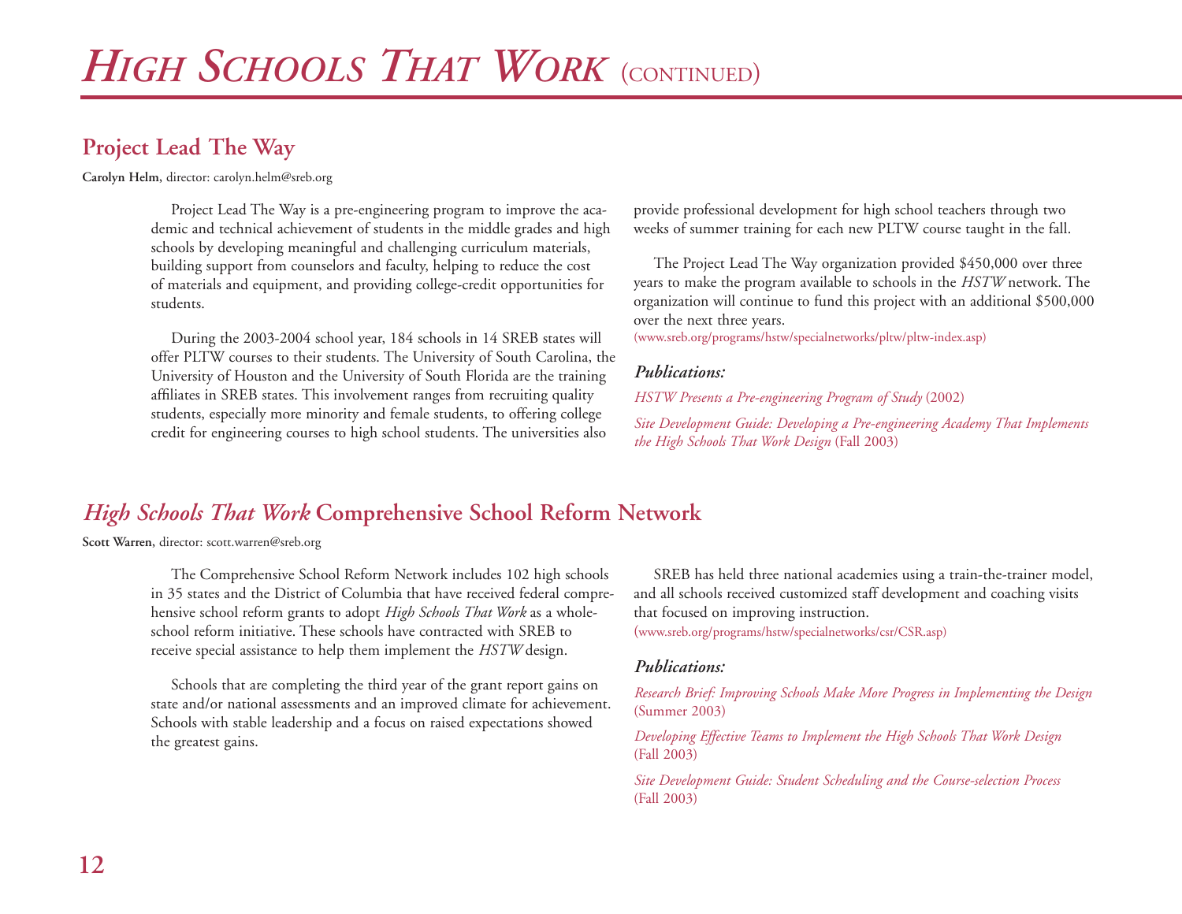# *High Schools That Work* (continued)

## Project Lead The Way

**Carolyn Helm**, director: carolyn.helm@sreb.org

Project Lead The Way is a pre-engineering program to improve the academic and technical achievement of students in the middle grades and high schools by developing meaningful and challenging curriculum materials, building support from counselors and faculty, helping to reduce the cost of materials and equipment, and providing college-credit opportunities for students.

During the 2003-2004 school year, 184 schools in 14 SREB states will offer PLTW courses to their students. The University of South Carolina, the University of Houston and the University of South Florida are the training affiliates in SREB states. This involvement ranges from recruiting quality students, especially more minority and female students, to offering college credit for engineering courses to high school students. The universities also provide professional development for high school teachers through two weeks of summer training for each new PLTW course taught in the fall.

The Project Lead The Way organization provided $450,000 over three years to make the program available to schools in the *HSTW* network. The organization will continue to fund this project with an additional $500,000 over the next three years.

(www.sreb.org/programs/hstw/specialnetworks/pltw/pltw-index.asp)

### *Publications:*

*HSTW Presents a Pre-engineering Program of Study* (2002)

*Site Development Guide: Developing a Pre-engineering Academy That Implements the High Schools That Work Design* (Fall 2003)

## *High Schools That Work* Comprehensive School Reform Network

**Scott Warren,** director: scott.warren@sreb.org

The Comprehensive School Reform Network includes 102 high schools in 35 states and the District of Columbia that have received federal comprehensive school reform grants to adopt *High Schools That Work* as a whole-school reform initiative. These schools have contracted with SREB to receive special assistance to help them implement the *HSTW* design.

Schools that are completing the third year of the grant report gains on state and/or national assessments and an improved climate for achievement. Schools with stable leadership and a focus on raised expectations showed the greatest gains.

SREB has held three national academies using a train-the-trainer model, and all schools received customized staff development and coaching visits that focused on improving instruction.

(www.sreb.org/programs/hstw/specialnetworks/csr/CSR.asp)

### *Publications:*

*Research Brief: Improving Schools Make More Progress in Implementing the Design* (Summer 2003)

*Developing Effective Teams to Implement the High Schools That Work Design* (Fall 2003)

*Site Development Guide: Student Scheduling and the Course-selection Process* (Fall 2003)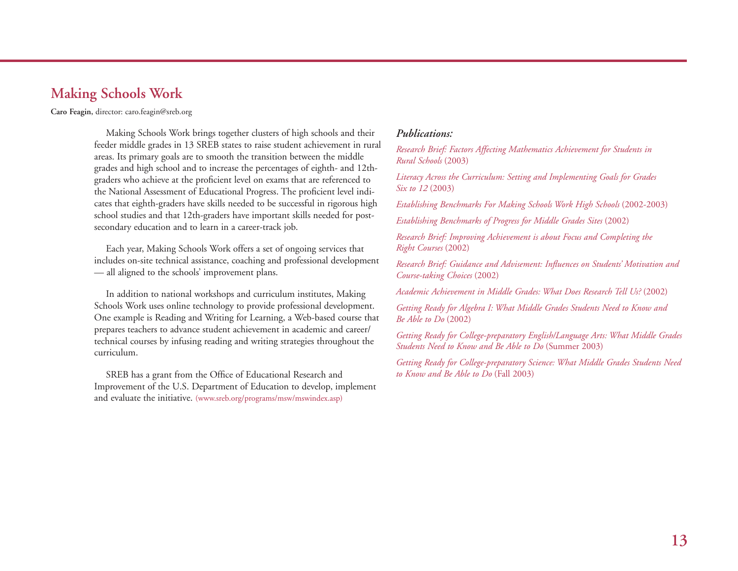## Making Schools Work

**Caro Feagin**, director: caro.feagin@sreb.org

Making Schools Work brings together clusters of high schools and their feeder middle grades in 13 SREB states to raise student achievement in rural areas. Its primary goals are to smooth the transition between the middle grades and high school and to increase the percentages of eighth- and 12th-graders who achieve at the proficient level on exams that are referenced to the National Assessment of Educational Progress. The proficient level indicates that eighth-graders have skills needed to be successful in rigorous high school studies and that 12th-graders have important skills needed for postsecondary education and to learn in a career-track job.

Each year, Making Schools Work offers a set of ongoing services that includes on-site technical assistance, coaching and professional development — all aligned to the schools' improvement plans.

In addition to national workshops and curriculum institutes, Making Schools Work uses online technology to provide professional development. One example is Reading and Writing for Learning, a Web-based course that prepares teachers to advance student achievement in academic and career/technical courses by infusing reading and writing strategies throughout the curriculum.

SREB has a grant from the Office of Educational Research and Improvement of the U.S. Department of Education to develop, implement and evaluate the initiative. (www.sreb.org/programs/msw/mswindex.asp)

***Publications:***

*Research Brief: Factors Affecting Mathematics Achievement for Students in Rural Schools* (2003)

*Literacy Across the Curriculum: Setting and Implementing Goals for Grades Six to 12* (2003)

*Establishing Benchmarks For Making Schools Work High Schools* (2002-2003)

*Establishing Benchmarks of Progress for Middle Grades Sites* (2002)

*Research Brief: Improving Achievement is about Focus and Completing the Right Courses* (2002)

*Research Brief: Guidance and Advisement: Influences on Students' Motivation and Course-taking Choices* (2002)

*Academic Achievement in Middle Grades: What Does Research Tell Us?* (2002)

*Getting Ready for Algebra I: What Middle Grades Students Need to Know and Be Able to Do* (2002)

*Getting Ready for College-preparatory English/Language Arts: What Middle Grades Students Need to Know and Be Able to Do* (Summer 2003)

*Getting Ready for College-preparatory Science: What Middle Grades Students Need to Know and Be Able to Do* (Fall 2003)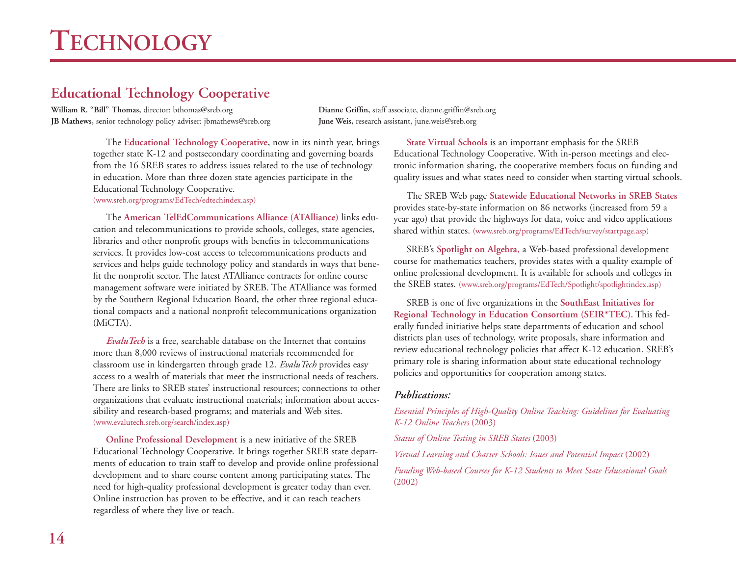# Technology

## Educational Technology Cooperative

**William R. "Bill" Thomas,** director: bthomas@sreb.org
**JB Mathews**, senior technology policy adviser: jbmathews@sreb.org
**Dianne Griffin,** staff associate, dianne.griffin@sreb.org
**June Weis,** research assistant, june.weis@sreb.org

The **Educational Technology Cooperative,** now in its ninth year, brings together state K-12 and postsecondary coordinating and governing boards from the 16 SREB states to address issues related to the use of technology in education. More than three dozen state agencies participate in the Educational Technology Cooperative.
(www.sreb.org/programs/EdTech/edtechindex.asp)

The **American TelEdCommunications Alliance (ATAlliance)** links education and telecommunications to provide schools, colleges, state agencies, libraries and other nonprofit groups with benefits in telecommunications services. It provides low-cost access to telecommunications products and services and helps guide technology policy and standards in ways that benefit the nonprofit sector. The latest ATAlliance contracts for online course management software were initiated by SREB. The ATAlliance was formed by the Southern Regional Education Board, the other three regional educational compacts and a national nonprofit telecommunications organization (MiCTA).

***EvaluTech*** is a free, searchable database on the Internet that contains more than 8,000 reviews of instructional materials recommended for classroom use in kindergarten through grade 12. *EvaluTech* provides easy access to a wealth of materials that meet the instructional needs of teachers. There are links to SREB states' instructional resources; connections to other organizations that evaluate instructional materials; information about accessibility and research-based programs; and materials and Web sites.
(www.evalutech.sreb.org/search/index.asp)

**Online Professional Development** is a new initiative of the SREB Educational Technology Cooperative. It brings together SREB state departments of education to train staff to develop and provide online professional development and to share course content among participating states. The need for high-quality professional development is greater today than ever. Online instruction has proven to be effective, and it can reach teachers regardless of where they live or teach.

**State Virtual Schools** is an important emphasis for the SREB Educational Technology Cooperative. With in-person meetings and electronic information sharing, the cooperative members focus on funding and quality issues and what states need to consider when starting virtual schools.

The SREB Web page **Statewide Educational Networks in SREB States** provides state-by-state information on 86 networks (increased from 59 a year ago) that provide the highways for data, voice and video applications shared within states. (www.sreb.org/programs/EdTech/survey/startpage.asp)

SREB's **Spotlight on Algebra,** a Web-based professional development course for mathematics teachers, provides states with a quality example of online professional development. It is available for schools and colleges in the SREB states. (www.sreb.org/programs/EdTech/Spotlight/spotlightindex.asp)

SREB is one of five organizations in the **SouthEast Initiatives for Regional Technology in Education Consortium (SEIR*TEC).** This federally funded initiative helps state departments of education and school districts plan uses of technology, write proposals, share information and review educational technology policies that affect K-12 education. SREB's primary role is sharing information about state educational technology policies and opportunities for cooperation among states.

***Publications:***

*Essential Principles of High-Quality Online Teaching: Guidelines for Evaluating K-12 Online Teachers* (2003)

*Status of Online Testing in SREB States* (2003)

*Virtual Learning and Charter Schools: Issues and Potential Impact* (2002)

*Funding Web-based Courses for K-12 Students to Meet State Educational Goals* (2002)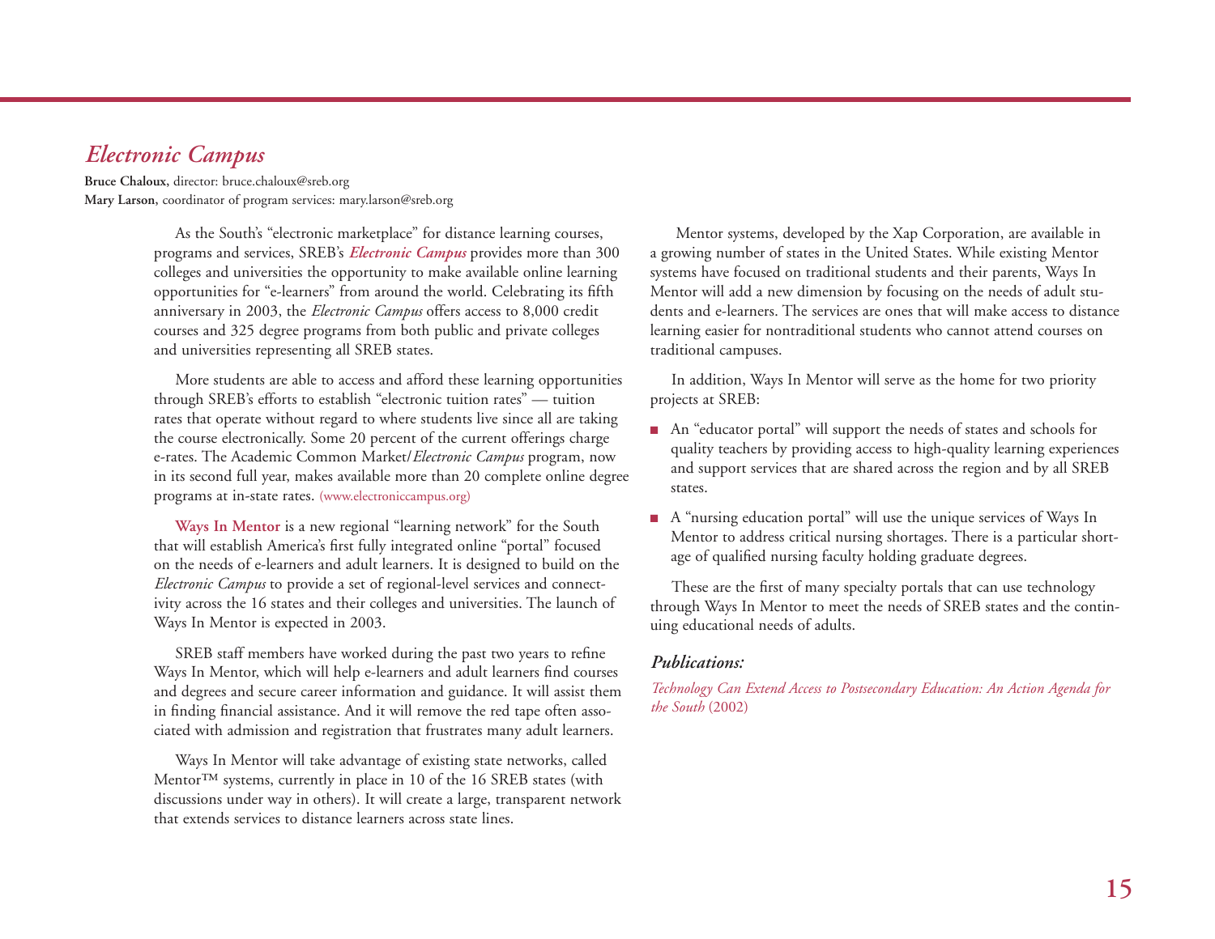## *Electronic Campus*

**Bruce Chaloux,** director: bruce.chaloux@sreb.org
**Mary Larson,** coordinator of program services: mary.larson@sreb.org

As the South's "electronic marketplace" for distance learning courses, programs and services, SREB's ***Electronic Campus*** provides more than 300 colleges and universities the opportunity to make available online learning opportunities for "e-learners" from around the world. Celebrating its fifth anniversary in 2003, the *Electronic Campus* offers access to 8,000 credit courses and 325 degree programs from both public and private colleges and universities representing all SREB states.

More students are able to access and afford these learning opportunities through SREB's efforts to establish "electronic tuition rates" — tuition rates that operate without regard to where students live since all are taking the course electronically. Some 20 percent of the current offerings charge e-rates. The Academic Common Market/*Electronic Campus* program, now in its second full year, makes available more than 20 complete online degree programs at in-state rates. (www.electroniccampus.org)

**Ways In Mentor** is a new regional "learning network" for the South that will establish America's first fully integrated online "portal" focused on the needs of e-learners and adult learners. It is designed to build on the *Electronic Campus* to provide a set of regional-level services and connectivity across the 16 states and their colleges and universities. The launch of Ways In Mentor is expected in 2003.

SREB staff members have worked during the past two years to refine Ways In Mentor, which will help e-learners and adult learners find courses and degrees and secure career information and guidance. It will assist them in finding financial assistance. And it will remove the red tape often associated with admission and registration that frustrates many adult learners.

Ways In Mentor will take advantage of existing state networks, called Mentor™ systems, currently in place in 10 of the 16 SREB states (with discussions under way in others). It will create a large, transparent network that extends services to distance learners across state lines.

Mentor systems, developed by the Xap Corporation, are available in a growing number of states in the United States. While existing Mentor systems have focused on traditional students and their parents, Ways In Mentor will add a new dimension by focusing on the needs of adult students and e-learners. The services are ones that will make access to distance learning easier for nontraditional students who cannot attend courses on traditional campuses.

In addition, Ways In Mentor will serve as the home for two priority projects at SREB:

- An "educator portal" will support the needs of states and schools for quality teachers by providing access to high-quality learning experiences and support services that are shared across the region and by all SREB states.
- A "nursing education portal" will use the unique services of Ways In Mentor to address critical nursing shortages. There is a particular shortage of qualified nursing faculty holding graduate degrees.

These are the first of many specialty portals that can use technology through Ways In Mentor to meet the needs of SREB states and the continuing educational needs of adults.

### *Publications:*

*Technology Can Extend Access to Postsecondary Education: An Action Agenda for the South* (2002)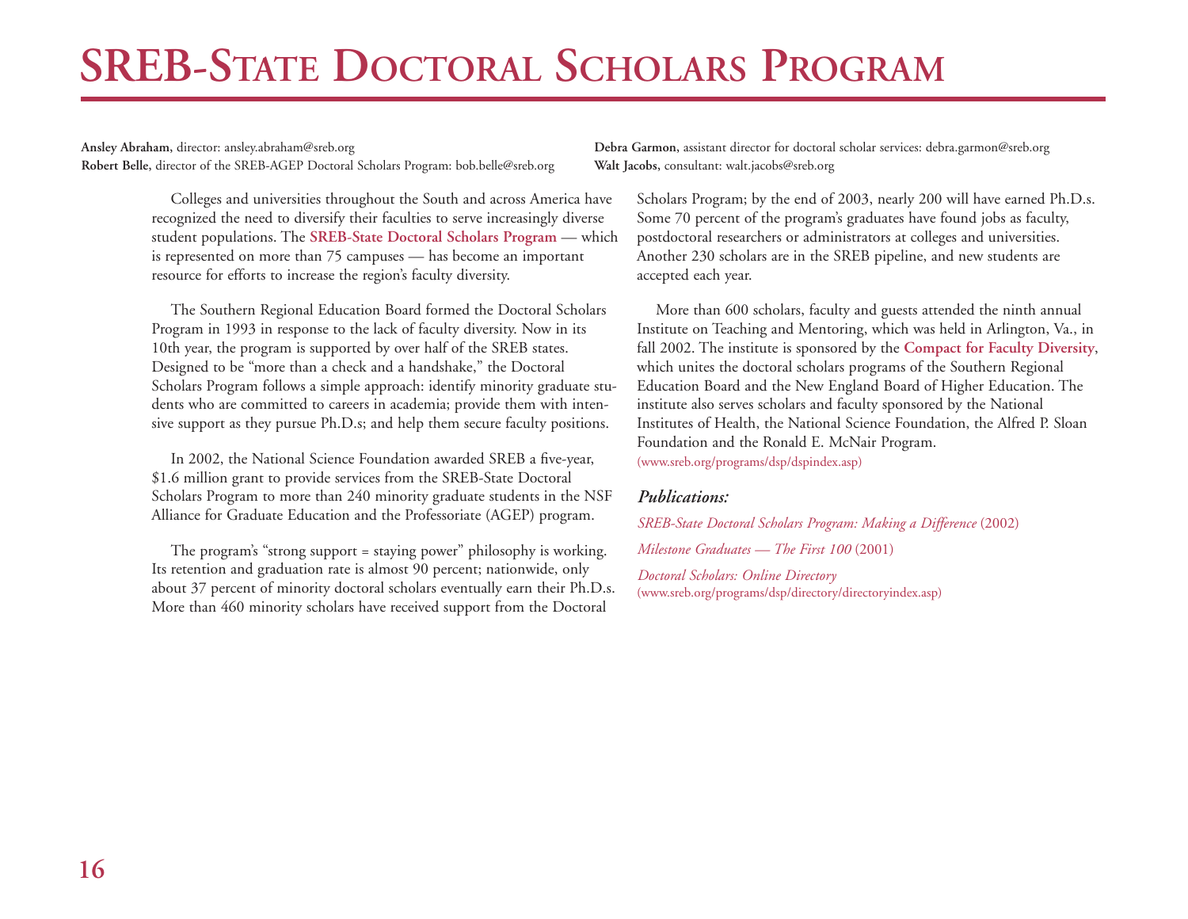# SREB-State Doctoral Scholars Program

**Ansley Abraham**, director: ansley.abraham@sreb.org
**Robert Belle**, director of the SREB-AGEP Doctoral Scholars Program: bob.belle@sreb.org
**Debra Garmon**, assistant director for doctoral scholar services: debra.garmon@sreb.org
**Walt Jacobs**, consultant: walt.jacobs@sreb.org

Colleges and universities throughout the South and across America have recognized the need to diversify their faculties to serve increasingly diverse student populations. The **SREB-State Doctoral Scholars Program** — which is represented on more than 75 campuses — has become an important resource for efforts to increase the region's faculty diversity.

The Southern Regional Education Board formed the Doctoral Scholars Program in 1993 in response to the lack of faculty diversity. Now in its 10th year, the program is supported by over half of the SREB states. Designed to be "more than a check and a handshake," the Doctoral Scholars Program follows a simple approach: identify minority graduate students who are committed to careers in academia; provide them with intensive support as they pursue Ph.D.s; and help them secure faculty positions.

In 2002, the National Science Foundation awarded SREB a five-year, $1.6 million grant to provide services from the SREB-State Doctoral Scholars Program to more than 240 minority graduate students in the NSF Alliance for Graduate Education and the Professoriate (AGEP) program.

The program's "strong support = staying power" philosophy is working. Its retention and graduation rate is almost 90 percent; nationwide, only about 37 percent of minority doctoral scholars eventually earn their Ph.D.s. More than 460 minority scholars have received support from the Doctoral Scholars Program; by the end of 2003, nearly 200 will have earned Ph.D.s. Some 70 percent of the program's graduates have found jobs as faculty, postdoctoral researchers or administrators at colleges and universities. Another 230 scholars are in the SREB pipeline, and new students are accepted each year.

More than 600 scholars, faculty and guests attended the ninth annual Institute on Teaching and Mentoring, which was held in Arlington, Va., in fall 2002. The institute is sponsored by the **Compact for Faculty Diversity**, which unites the doctoral scholars programs of the Southern Regional Education Board and the New England Board of Higher Education. The institute also serves scholars and faculty sponsored by the National Institutes of Health, the National Science Foundation, the Alfred P. Sloan Foundation and the Ronald E. McNair Program.
(www.sreb.org/programs/dsp/dspindex.asp)

***Publications:***

*SREB-State Doctoral Scholars Program: Making a Difference* (2002)

*Milestone Graduates — The First 100* (2001)

*Doctoral Scholars: Online Directory*
(www.sreb.org/programs/dsp/directory/directoryindex.asp)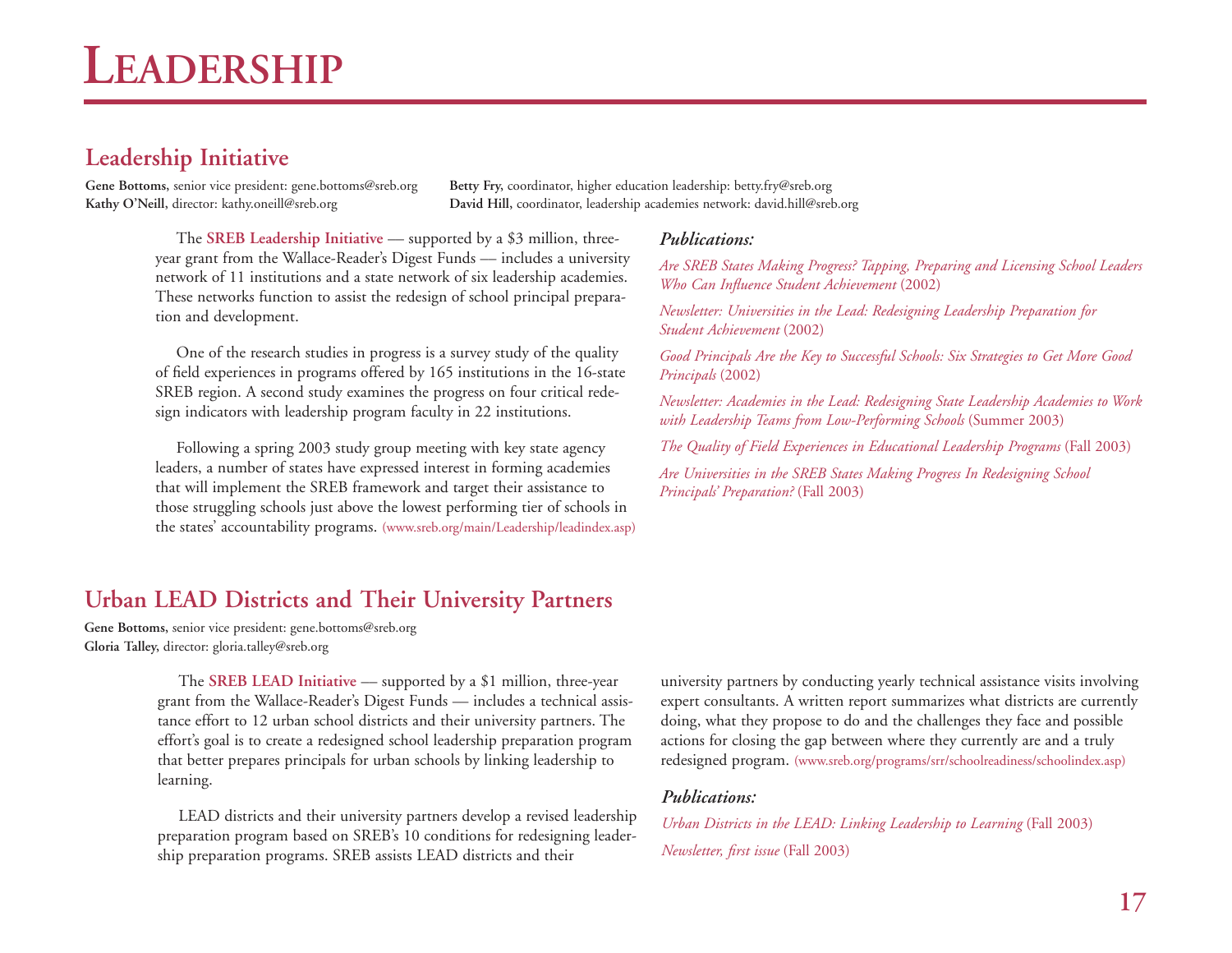# Leadership

## Leadership Initiative

**Gene Bottoms**, senior vice president: gene.bottoms@sreb.org
**Kathy O'Neill**, director: kathy.oneill@sreb.org
**Betty Fry,** coordinator, higher education leadership: betty.fry@sreb.org
**David Hill**, coordinator, leadership academies network: david.hill@sreb.org

The **SREB Leadership Initiative** — supported by a $3 million, three-year grant from the Wallace-Reader's Digest Funds — includes a university network of 11 institutions and a state network of six leadership academies. These networks function to assist the redesign of school principal preparation and development.

One of the research studies in progress is a survey study of the quality of field experiences in programs offered by 165 institutions in the 16-state SREB region. A second study examines the progress on four critical redesign indicators with leadership program faculty in 22 institutions.

Following a spring 2003 study group meeting with key state agency leaders, a number of states have expressed interest in forming academies that will implement the SREB framework and target their assistance to those struggling schools just above the lowest performing tier of schools in the states' accountability programs. (www.sreb.org/main/Leadership/leadindex.asp)

***Publications:***

*Are SREB States Making Progress? Tapping, Preparing and Licensing School Leaders Who Can Influence Student Achievement* (2002)

*Newsletter: Universities in the Lead: Redesigning Leadership Preparation for Student Achievement* (2002)

*Good Principals Are the Key to Successful Schools: Six Strategies to Get More Good Principals* (2002)

*Newsletter: Academies in the Lead: Redesigning State Leadership Academies to Work with Leadership Teams from Low-Performing Schools* (Summer 2003)

*The Quality of Field Experiences in Educational Leadership Programs* (Fall 2003)

*Are Universities in the SREB States Making Progress In Redesigning School Principals' Preparation?* (Fall 2003)

## Urban LEAD Districts and Their University Partners

**Gene Bottoms**, senior vice president: gene.bottoms@sreb.org
**Gloria Talley,** director: gloria.talley@sreb.org

The **SREB LEAD Initiative** — supported by a $1 million, three-year grant from the Wallace-Reader's Digest Funds — includes a technical assistance effort to 12 urban school districts and their university partners. The effort's goal is to create a redesigned school leadership preparation program that better prepares principals for urban schools by linking leadership to learning.

LEAD districts and their university partners develop a revised leadership preparation program based on SREB's 10 conditions for redesigning leadership preparation programs. SREB assists LEAD districts and their university partners by conducting yearly technical assistance visits involving expert consultants. A written report summarizes what districts are currently doing, what they propose to do and the challenges they face and possible actions for closing the gap between where they currently are and a truly redesigned program. (www.sreb.org/programs/srr/schoolreadiness/schoolindex.asp)

***Publications:***

*Urban Districts in the LEAD: Linking Leadership to Learning* (Fall 2003)

*Newsletter, first issue* (Fall 2003)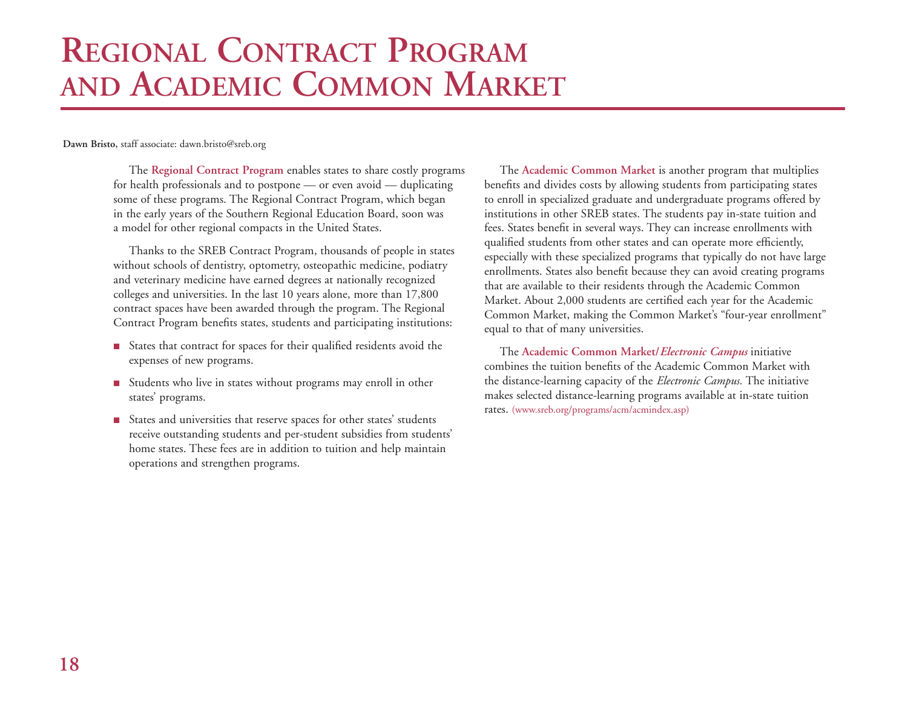# Regional Contract Program and Academic Common Market

**Dawn Bristo,** staff associate: dawn.bristo@sreb.org

The **Regional Contract Program** enables states to share costly programs for health professionals and to postpone — or even avoid — duplicating some of these programs. The Regional Contract Program, which began in the early years of the Southern Regional Education Board, soon was a model for other regional compacts in the United States.

Thanks to the SREB Contract Program, thousands of people in states without schools of dentistry, optometry, osteopathic medicine, podiatry and veterinary medicine have earned degrees at nationally recognized colleges and universities. In the last 10 years alone, more than 17,800 contract spaces have been awarded through the program. The Regional Contract Program benefits states, students and participating institutions:

- States that contract for spaces for their qualified residents avoid the expenses of new programs.
- Students who live in states without programs may enroll in other states' programs.
- States and universities that reserve spaces for other states' students receive outstanding students and per-student subsidies from students' home states. These fees are in addition to tuition and help maintain operations and strengthen programs.

The **Academic Common Market** is another program that multiplies benefits and divides costs by allowing students from participating states to enroll in specialized graduate and undergraduate programs offered by institutions in other SREB states. The students pay in-state tuition and fees. States benefit in several ways. They can increase enrollments with qualified students from other states and can operate more efficiently, especially with these specialized programs that typically do not have large enrollments. States also benefit because they can avoid creating programs that are available to their residents through the Academic Common Market. About 2,000 students are certified each year for the Academic Common Market, making the Common Market's "four-year enrollment" equal to that of many universities.

The **Academic Common Market/*Electronic Campus*** initiative combines the tuition benefits of the Academic Common Market with the distance-learning capacity of the *Electronic Campus.* The initiative makes selected distance-learning programs available at in-state tuition rates. (www.sreb.org/programs/acm/acmindex.asp)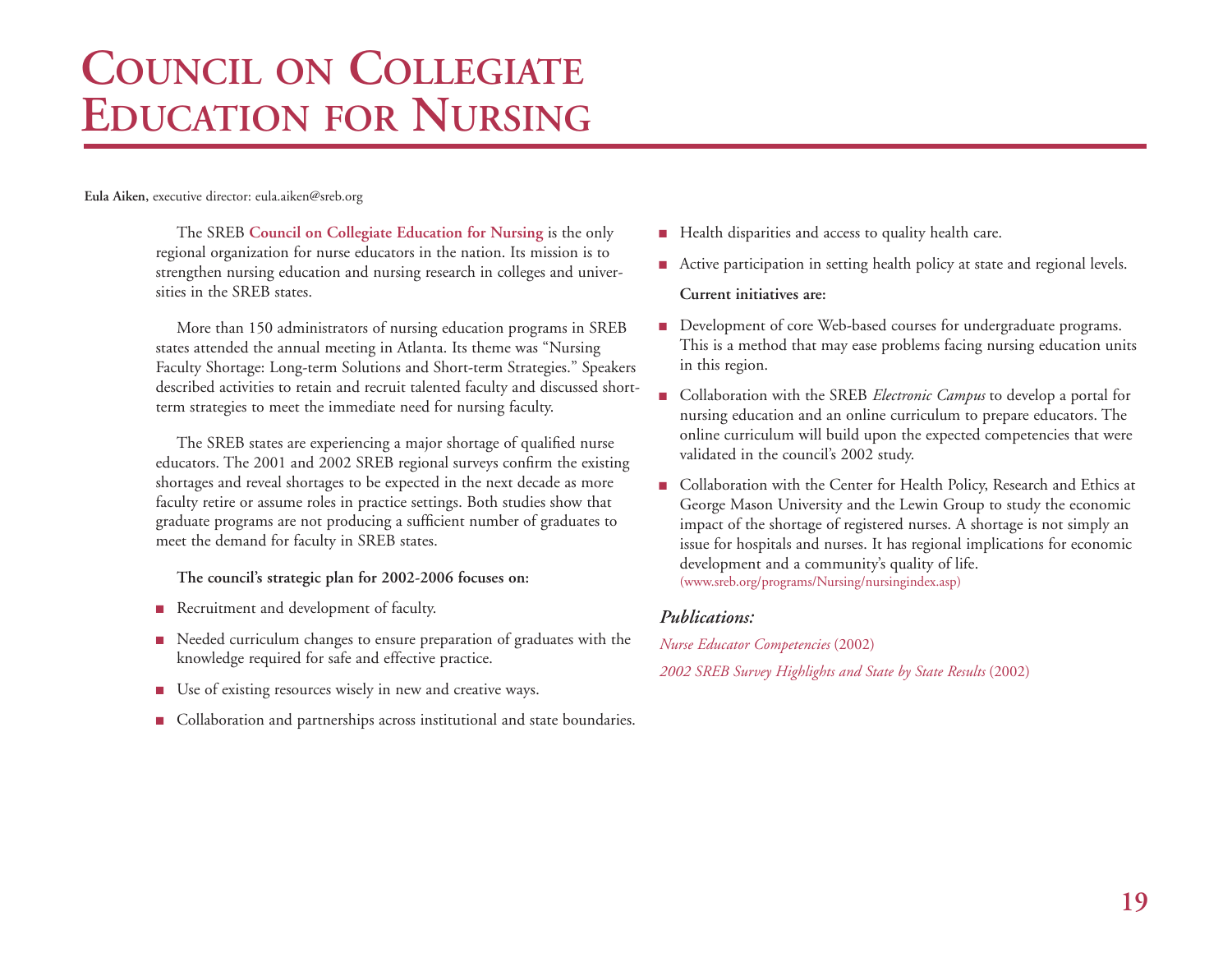# Council on Collegiate Education for Nursing

**Eula Aiken,** executive director: eula.aiken@sreb.org

The SREB **Council on Collegiate Education for Nursing** is the only regional organization for nurse educators in the nation. Its mission is to strengthen nursing education and nursing research in colleges and universities in the SREB states.

More than 150 administrators of nursing education programs in SREB states attended the annual meeting in Atlanta. Its theme was "Nursing Faculty Shortage: Long-term Solutions and Short-term Strategies." Speakers described activities to retain and recruit talented faculty and discussed short-term strategies to meet the immediate need for nursing faculty.

The SREB states are experiencing a major shortage of qualified nurse educators. The 2001 and 2002 SREB regional surveys confirm the existing shortages and reveal shortages to be expected in the next decade as more faculty retire or assume roles in practice settings. Both studies show that graduate programs are not producing a sufficient number of graduates to meet the demand for faculty in SREB states.

**The council's strategic plan for 2002-2006 focuses on:**

- Recruitment and development of faculty.
- Needed curriculum changes to ensure preparation of graduates with the knowledge required for safe and effective practice.
- Use of existing resources wisely in new and creative ways.
- Collaboration and partnerships across institutional and state boundaries.
- Health disparities and access to quality health care.
- Active participation in setting health policy at state and regional levels.

**Current initiatives are:**

- Development of core Web-based courses for undergraduate programs. This is a method that may ease problems facing nursing education units in this region.
- Collaboration with the SREB *Electronic Campus* to develop a portal for nursing education and an online curriculum to prepare educators. The online curriculum will build upon the expected competencies that were validated in the council's 2002 study.
- Collaboration with the Center for Health Policy, Research and Ethics at George Mason University and the Lewin Group to study the economic impact of the shortage of registered nurses. A shortage is not simply an issue for hospitals and nurses. It has regional implications for economic development and a community's quality of life.
(www.sreb.org/programs/Nursing/nursingindex.asp)

### *Publications:*

*Nurse Educator Competencies* (2002)

*2002 SREB Survey Highlights and State by State Results* (2002)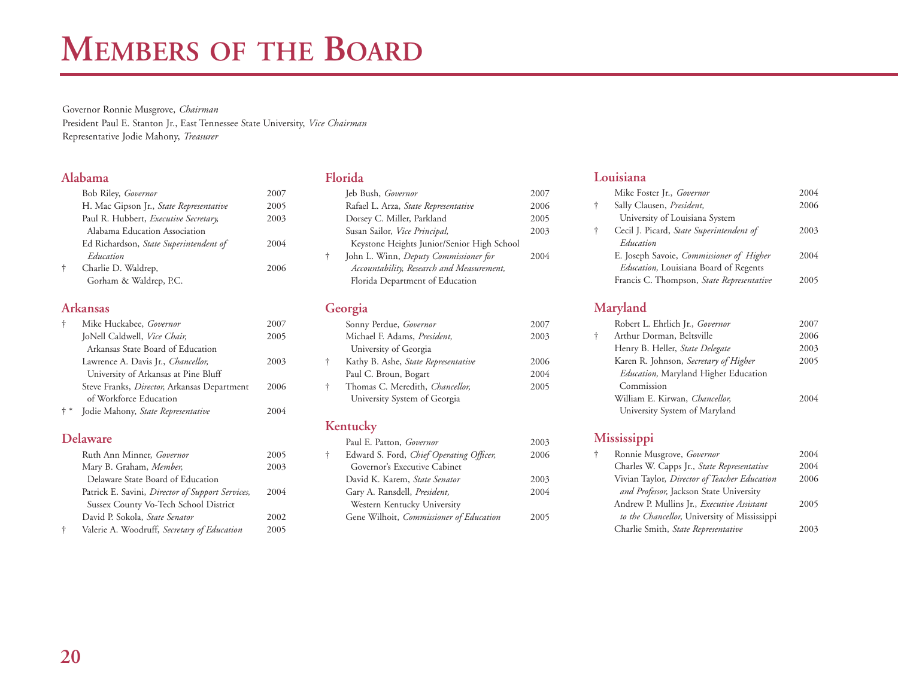# Members of the Board

Governor Ronnie Musgrove, *Chairman*
President Paul E. Stanton Jr., East Tennessee State University, *Vice Chairman*
Representative Jodie Mahony, *Treasurer*

## Alabama

| | Name | Term |
|---|---|---|
| | Bob Riley, *Governor* | 2007 |
| | H. Mac Gipson Jr., *State Representative* | 2005 |
| | Paul R. Hubbert, *Executive Secretary,* Alabama Education Association | 2003 |
| | Ed Richardson, *State Superintendent of Education* | 2004 |
| † | Charlie D. Waldrep, Gorham & Waldrep, P.C. | 2006 |

## Arkansas

| | Name | Term |
|---|---|---|
| † | Mike Huckabee, *Governor* | 2007 |
| | JoNell Caldwell, *Vice Chair,* Arkansas State Board of Education | 2005 |
| | Lawrence A. Davis Jr., *Chancellor,* University of Arkansas at Pine Bluff | 2003 |
| | Steve Franks, *Director,* Arkansas Department of Workforce Education | 2006 |
| † * | Jodie Mahony, *State Representative* | 2004 |

## Delaware

| | Name | Term |
|---|---|---|
| | Ruth Ann Minner, *Governor* | 2005 |
| | Mary B. Graham, *Member,* Delaware State Board of Education | 2003 |
| | Patrick E. Savini, *Director of Support Services,* Sussex County Vo-Tech School District | 2004 |
| | David P. Sokola, *State Senator* | 2002 |
| † | Valerie A. Woodruff, *Secretary of Education* | 2005 |

## Florida

| | Name | Term |
|---|---|---|
| | Jeb Bush, *Governor* | 2007 |
| | Rafael L. Arza, *State Representative* | 2006 |
| | Dorsey C. Miller, Parkland | 2005 |
| | Susan Sailor, *Vice Principal,* Keystone Heights Junior/Senior High School | 2003 |
| † | John L. Winn, *Deputy Commissioner for Accountability, Research and Measurement,* Florida Department of Education | 2004 |

## Georgia

| | Name | Term |
|---|---|---|
| | Sonny Perdue, *Governor* | 2007 |
| | Michael F. Adams, *President,* University of Georgia | 2003 |
| † | Kathy B. Ashe, *State Representative* | 2006 |
| | Paul C. Broun, Bogart | 2004 |
| † | Thomas C. Meredith, *Chancellor,* University System of Georgia | 2005 |

## Kentucky

| | Name | Term |
|---|---|---|
| | Paul E. Patton, *Governor* | 2003 |
| † | Edward S. Ford, *Chief Operating Officer,* Governor's Executive Cabinet | 2006 |
| | David K. Karem, *State Senator* | 2003 |
| | Gary A. Ransdell, *President,* Western Kentucky University | 2004 |
| | Gene Wilhoit, *Commissioner of Education* | 2005 |

## Louisiana

| | Name | Term |
|---|---|---|
| | Mike Foster Jr., *Governor* | 2004 |
| † | Sally Clausen, *President,* University of Louisiana System | 2006 |
| † | Cecil J. Picard, *State Superintendent of Education* | 2003 |
| | E. Joseph Savoie, *Commissioner of Higher Education,* Louisiana Board of Regents | 2004 |
| | Francis C. Thompson, *State Representative* | 2005 |

## Maryland

| | Name | Term |
|---|---|---|
| | Robert L. Ehrlich Jr., *Governor* | 2007 |
| † | Arthur Dorman, Beltsville | 2006 |
| | Henry B. Heller, *State Delegate* | 2003 |
| | Karen R. Johnson, *Secretary of Higher Education,* Maryland Higher Education Commission | 2005 |
| | William E. Kirwan, *Chancellor,* University System of Maryland | 2004 |

## Mississippi

| | Name | Term |
|---|---|---|
| † | Ronnie Musgrove, *Governor* | 2004 |
| | Charles W. Capps Jr., *State Representative* | 2004 |
| | Vivian Taylor, *Director of Teacher Education and Professor,* Jackson State University | 2006 |
| | Andrew P. Mullins Jr., *Executive Assistant to the Chancellor,* University of Mississippi | 2005 |
| | Charlie Smith, *State Representative* | 2003 |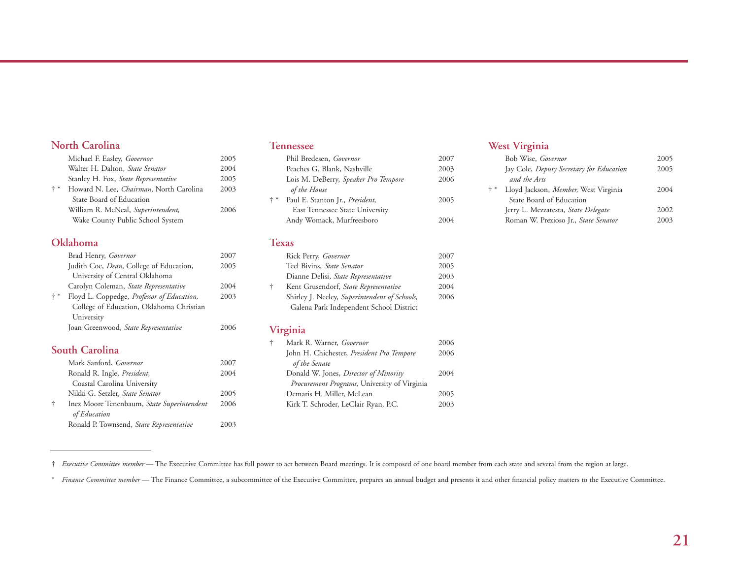## North Carolina

| | | |
|---|---|---|
| | Michael F. Easley, *Governor* | 2005 |
| | Walter H. Dalton, *State Senator* | 2004 |
| | Stanley H. Fox, *State Representative* | 2005 |
| † * | Howard N. Lee, *Chairman,* North Carolina State Board of Education | 2003 |
| | William R. McNeal, *Superintendent,* Wake County Public School System | 2006 |

## Oklahoma

| | | |
|---|---|---|
| | Brad Henry, *Governor* | 2007 |
| | Judith Coe, *Dean,* College of Education, University of Central Oklahoma | 2005 |
| | Carolyn Coleman, *State Representative* | 2004 |
| † * | Floyd L. Coppedge, *Professor of Education,* College of Education, Oklahoma Christian University | 2003 |
| | Joan Greenwood, *State Representative* | 2006 |

## South Carolina

| | | |
|---|---|---|
| | Mark Sanford, *Governor* | 2007 |
| | Ronald R. Ingle, *President,* Coastal Carolina University | 2004 |
| | Nikki G. Setzler, *State Senator* | 2005 |
| † | Inez Moore Tenenbaum, *State Superintendent of Education* | 2006 |
| | Ronald P. Townsend, *State Representative* | 2003 |

## Tennessee

| | | |
|---|---|---|
| | Phil Bredesen, *Governor* | 2007 |
| | Peaches G. Blank, Nashville | 2003 |
| | Lois M. DeBerry, *Speaker Pro Tempore of the House* | 2006 |
| † * | Paul E. Stanton Jr., *President,* East Tennessee State University | 2005 |
| | Andy Womack, Murfreesboro | 2004 |

## Texas

| | | |
|---|---|---|
| | Rick Perry, *Governor* | 2007 |
| | Teel Bivins, *State Senator* | 2005 |
| | Dianne Delisi, *State Representative* | 2003 |
| † | Kent Grusendorf, *State Representative* | 2004 |
| | Shirley J. Neeley, *Superintendent of Schools,* Galena Park Independent School District | 2006 |

## Virginia

| | | |
|---|---|---|
| † | Mark R. Warner, *Governor* | 2006 |
| | John H. Chichester, *President Pro Tempore of the Senate* | 2006 |
| | Donald W. Jones, *Director of Minority Procurement Programs,* University of Virginia | 2004 |
| | Demaris H. Miller, McLean | 2005 |
| | Kirk T. Schroder, LeClair Ryan, P.C. | 2003 |

## West Virginia

| | | |
|---|---|---|
| | Bob Wise, *Governor* | 2005 |
| | Jay Cole, *Deputy Secretary for Education and the Arts* | 2005 |
| † * | Lloyd Jackson, *Member,* West Virginia State Board of Education | 2004 |
| | Jerry L. Mezzatesta, *State Delegate* | 2002 |
| | Roman W. Prezioso Jr., *State Senator* | 2003 |

---

† *Executive Committee member* — The Executive Committee has full power to act between Board meetings. It is composed of one board member from each state and several from the region at large.

\* *Finance Committee member* — The Finance Committee, a subcommittee of the Executive Committee, prepares an annual budget and presents it and other financial policy matters to the Executive Committee.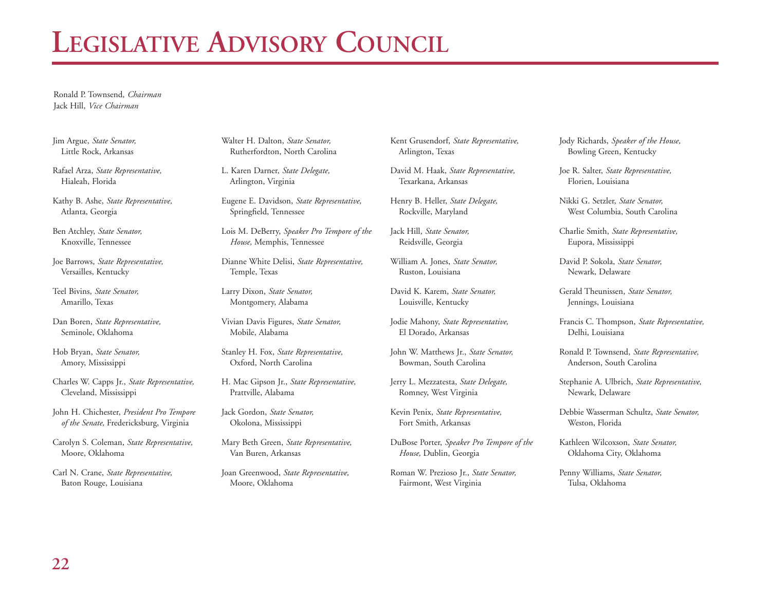# Legislative Advisory Council

Ronald P. Townsend, *Chairman*
Jack Hill, *Vice Chairman*

Jim Argue, *State Senator,*
Little Rock, Arkansas

Rafael Arza, *State Representative,*
Hialeah, Florida

Kathy B. Ashe, *State Representative,*
Atlanta, Georgia

Ben Atchley, *State Senator,*
Knoxville, Tennessee

Joe Barrows, *State Representative,*
Versailles, Kentucky

Teel Bivins, *State Senator,*
Amarillo, Texas

Dan Boren, *State Representative,*
Seminole, Oklahoma

Hob Bryan, *State Senator,*
Amory, Mississippi

Charles W. Capps Jr., *State Representative,*
Cleveland, Mississippi

John H. Chichester, *President Pro Tempore of the Senate,* Fredericksburg, Virginia

Carolyn S. Coleman, *State Representative,*
Moore, Oklahoma

Carl N. Crane, *State Representative,*
Baton Rouge, Louisiana

Walter H. Dalton, *State Senator,*
Rutherfordton, North Carolina

L. Karen Darner, *State Delegate,*
Arlington, Virginia

Eugene E. Davidson, *State Representative,*
Springfield, Tennessee

Lois M. DeBerry, *Speaker Pro Tempore of the House,* Memphis, Tennessee

Dianne White Delisi, *State Representative,*
Temple, Texas

Larry Dixon, *State Senator,*
Montgomery, Alabama

Vivian Davis Figures, *State Senator,*
Mobile, Alabama

Stanley H. Fox, *State Representative,*
Oxford, North Carolina

H. Mac Gipson Jr., *State Representative,*
Prattville, Alabama

Jack Gordon, *State Senator,*
Okolona, Mississippi

Mary Beth Green, *State Representative,*
Van Buren, Arkansas

Joan Greenwood, *State Representative,*
Moore, Oklahoma

Kent Grusendorf, *State Representative,*
Arlington, Texas

David M. Haak, *State Representative,*
Texarkana, Arkansas

Henry B. Heller, *State Delegate,*
Rockville, Maryland

Jack Hill, *State Senator,*
Reidsville, Georgia

William A. Jones, *State Senator,*
Ruston, Louisiana

David K. Karem, *State Senator,*
Louisville, Kentucky

Jodie Mahony, *State Representative,*
El Dorado, Arkansas

John W. Matthews Jr., *State Senator,*
Bowman, South Carolina

Jerry L. Mezzatesta, *State Delegate,*
Romney, West Virginia

Kevin Penix, *State Representative,*
Fort Smith, Arkansas

DuBose Porter, *Speaker Pro Tempore of the House,* Dublin, Georgia

Roman W. Prezioso Jr., *State Senator,*
Fairmont, West Virginia

Jody Richards, *Speaker of the House,*
Bowling Green, Kentucky

Joe R. Salter, *State Representative,*
Florien, Louisiana

Nikki G. Setzler, *State Senator,*
West Columbia, South Carolina

Charlie Smith, *State Representative,*
Eupora, Mississippi

David P. Sokola, *State Senator,*
Newark, Delaware

Gerald Theunissen, *State Senator,*
Jennings, Louisiana

Francis C. Thompson, *State Representative,*
Delhi, Louisiana

Ronald P. Townsend, *State Representative,*
Anderson, South Carolina

Stephanie A. Ulbrich, *State Representative,*
Newark, Delaware

Debbie Wasserman Schultz, *State Senator,*
Weston, Florida

Kathleen Wilcoxson, *State Senator,*
Oklahoma City, Oklahoma

Penny Williams, *State Senator,*
Tulsa, Oklahoma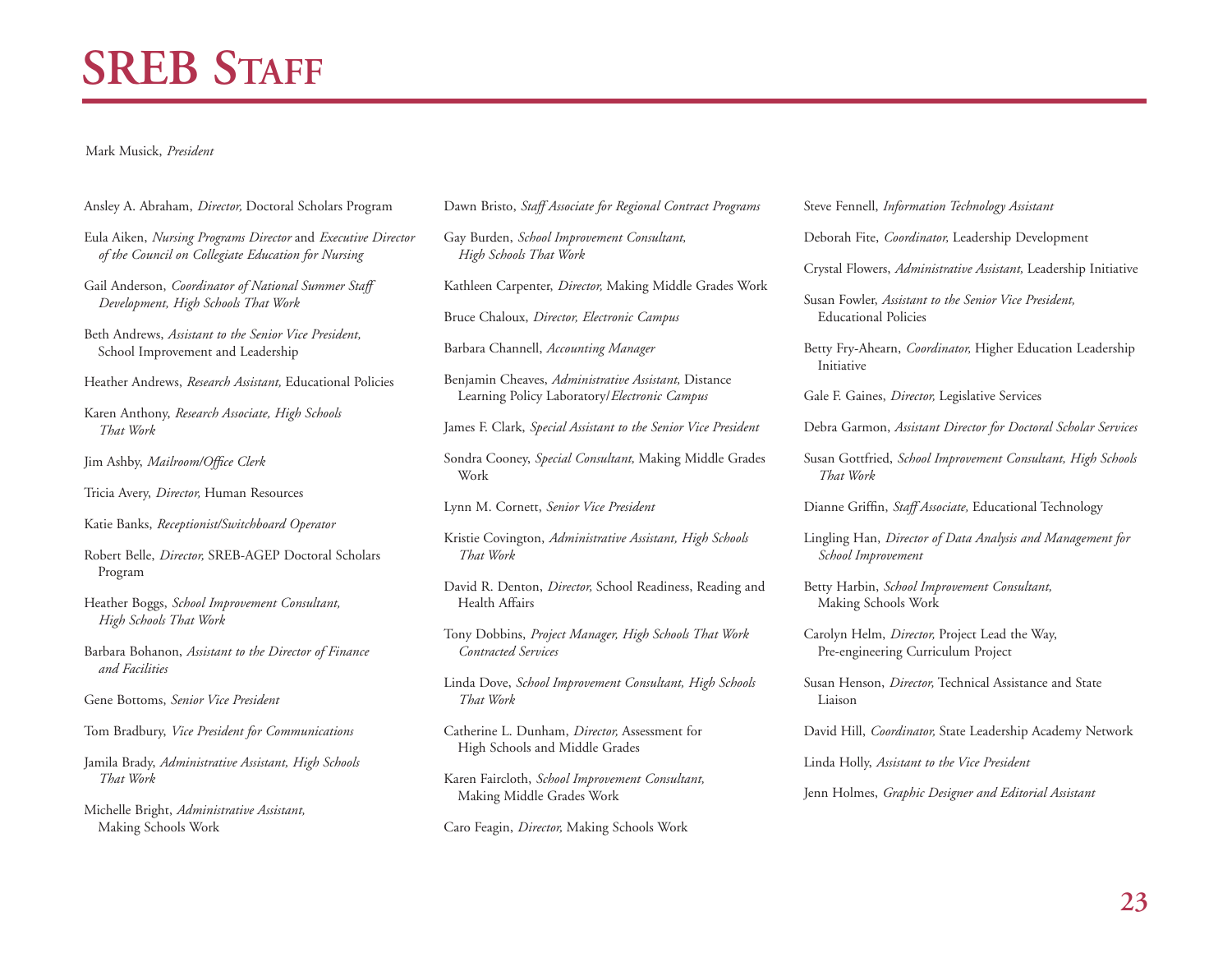# SREB Staff

Mark Musick, *President*

Ansley A. Abraham, *Director,* Doctoral Scholars Program

Eula Aiken, *Nursing Programs Director* and *Executive Director of the Council on Collegiate Education for Nursing*

Gail Anderson, *Coordinator of National Summer Staff Development, High Schools That Work*

Beth Andrews, *Assistant to the Senior Vice President,* School Improvement and Leadership

Heather Andrews, *Research Assistant,* Educational Policies

Karen Anthony, *Research Associate, High Schools That Work*

Jim Ashby, *Mailroom/Office Clerk*

Tricia Avery, *Director,* Human Resources

Katie Banks, *Receptionist/Switchboard Operator*

Robert Belle, *Director,* SREB-AGEP Doctoral Scholars Program

Heather Boggs, *School Improvement Consultant, High Schools That Work*

Barbara Bohanon, *Assistant to the Director of Finance and Facilities*

Gene Bottoms, *Senior Vice President*

Tom Bradbury, *Vice President for Communications*

Jamila Brady, *Administrative Assistant, High Schools That Work*

Michelle Bright, *Administrative Assistant,* Making Schools Work

Dawn Bristo, *Staff Associate for Regional Contract Programs*

Gay Burden, *School Improvement Consultant, High Schools That Work*

Kathleen Carpenter, *Director,* Making Middle Grades Work

Bruce Chaloux, *Director, Electronic Campus*

Barbara Channell, *Accounting Manager*

Benjamin Cheaves, *Administrative Assistant,* Distance Learning Policy Laboratory/*Electronic Campus*

James F. Clark, *Special Assistant to the Senior Vice President*

Sondra Cooney, *Special Consultant,* Making Middle Grades Work

Lynn M. Cornett, *Senior Vice President*

Kristie Covington, *Administrative Assistant, High Schools That Work*

David R. Denton, *Director,* School Readiness, Reading and Health Affairs

Tony Dobbins, *Project Manager, High Schools That Work Contracted Services*

Linda Dove, *School Improvement Consultant, High Schools That Work*

Catherine L. Dunham, *Director,* Assessment for High Schools and Middle Grades

Karen Faircloth, *School Improvement Consultant,* Making Middle Grades Work

Caro Feagin, *Director,* Making Schools Work

Steve Fennell, *Information Technology Assistant*

Deborah Fite, *Coordinator,* Leadership Development

Crystal Flowers, *Administrative Assistant,* Leadership Initiative

Susan Fowler, *Assistant to the Senior Vice President,* Educational Policies

Betty Fry-Ahearn, *Coordinator,* Higher Education Leadership Initiative

Gale F. Gaines, *Director,* Legislative Services

Debra Garmon, *Assistant Director for Doctoral Scholar Services*

Susan Gottfried, *School Improvement Consultant, High Schools That Work*

Dianne Griffin, *Staff Associate,* Educational Technology

Lingling Han, *Director of Data Analysis and Management for School Improvement*

Betty Harbin, *School Improvement Consultant,* Making Schools Work

Carolyn Helm, *Director,* Project Lead the Way, Pre-engineering Curriculum Project

Susan Henson, *Director,* Technical Assistance and State Liaison

David Hill, *Coordinator,* State Leadership Academy Network

Linda Holly, *Assistant to the Vice President*

Jenn Holmes, *Graphic Designer and Editorial Assistant*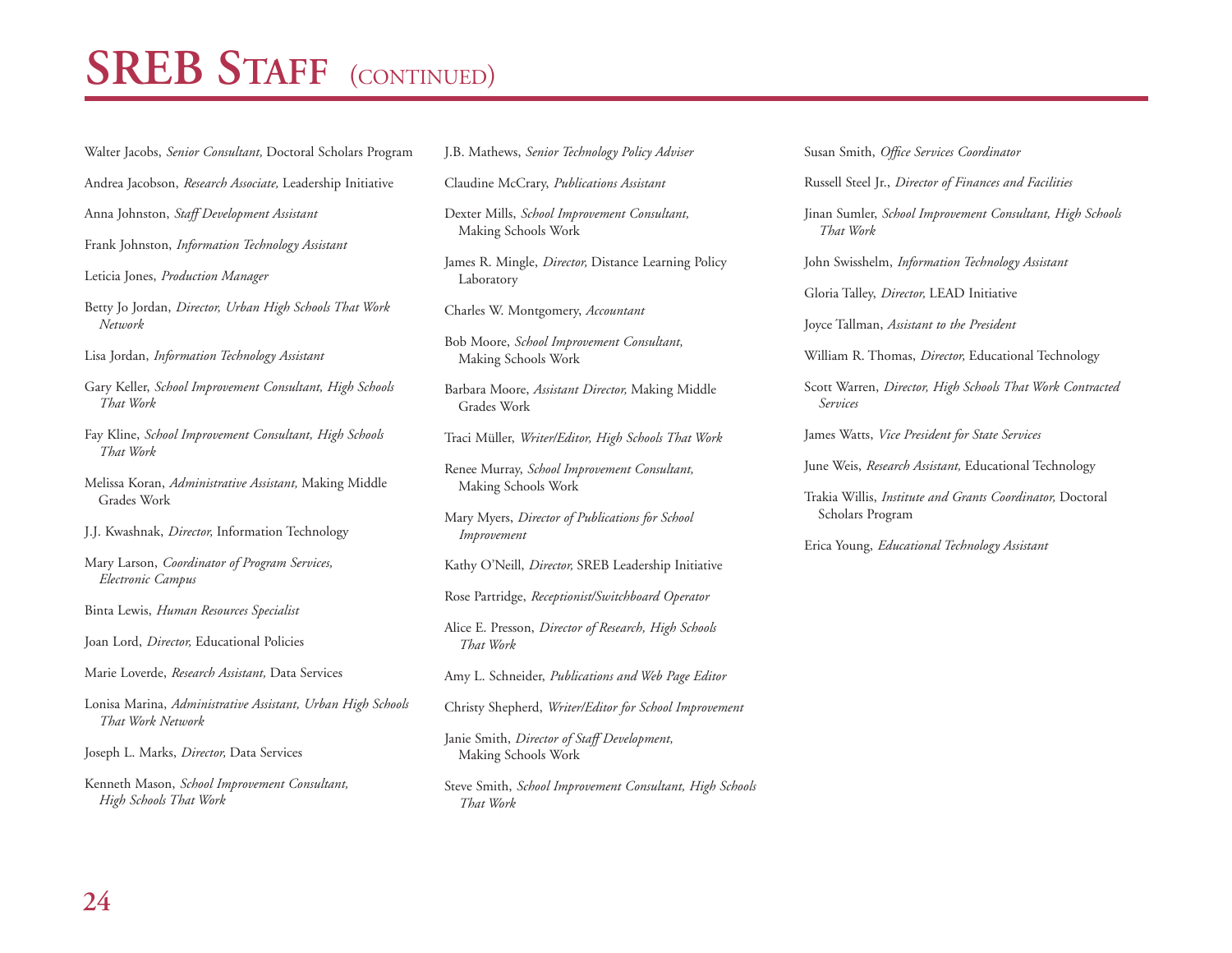# SREB Staff (continued)

Walter Jacobs, *Senior Consultant,* Doctoral Scholars Program

Andrea Jacobson, *Research Associate,* Leadership Initiative

Anna Johnston, *Staff Development Assistant*

Frank Johnston, *Information Technology Assistant*

Leticia Jones, *Production Manager*

Betty Jo Jordan, *Director, Urban High Schools That Work Network*

Lisa Jordan, *Information Technology Assistant*

Gary Keller, *School Improvement Consultant, High Schools That Work*

Fay Kline, *School Improvement Consultant, High Schools That Work*

Melissa Koran, *Administrative Assistant,* Making Middle Grades Work

J.J. Kwashnak, *Director,* Information Technology

Mary Larson, *Coordinator of Program Services, Electronic Campus*

Binta Lewis, *Human Resources Specialist*

Joan Lord, *Director,* Educational Policies

Marie Loverde, *Research Assistant,* Data Services

Lonisa Marina, *Administrative Assistant, Urban High Schools That Work Network*

Joseph L. Marks, *Director,* Data Services

Kenneth Mason, *School Improvement Consultant, High Schools That Work*

J.B. Mathews, *Senior Technology Policy Adviser*

Claudine McCrary, *Publications Assistant*

Dexter Mills, *School Improvement Consultant,* Making Schools Work

James R. Mingle, *Director,* Distance Learning Policy Laboratory

Charles W. Montgomery, *Accountant*

Bob Moore, *School Improvement Consultant,* Making Schools Work

Barbara Moore, *Assistant Director,* Making Middle Grades Work

Traci Müller, *Writer/Editor, High Schools That Work*

Renee Murray, *School Improvement Consultant,* Making Schools Work

Mary Myers, *Director of Publications for School Improvement*

Kathy O'Neill, *Director,* SREB Leadership Initiative

Rose Partridge, *Receptionist/Switchboard Operator*

Alice E. Presson, *Director of Research, High Schools That Work*

Amy L. Schneider, *Publications and Web Page Editor*

Christy Shepherd, *Writer/Editor for School Improvement*

Janie Smith, *Director of Staff Development,* Making Schools Work

Steve Smith, *School Improvement Consultant, High Schools That Work*

Susan Smith, *Office Services Coordinator*

Russell Steel Jr., *Director of Finances and Facilities*

Jinan Sumler, *School Improvement Consultant, High Schools That Work*

John Swisshelm, *Information Technology Assistant*

Gloria Talley, *Director,* LEAD Initiative

Joyce Tallman, *Assistant to the President*

William R. Thomas, *Director,* Educational Technology

Scott Warren, *Director, High Schools That Work Contracted Services*

James Watts, *Vice President for State Services*

June Weis, *Research Assistant,* Educational Technology

Trakia Willis, *Institute and Grants Coordinator,* Doctoral Scholars Program

Erica Young, *Educational Technology Assistant*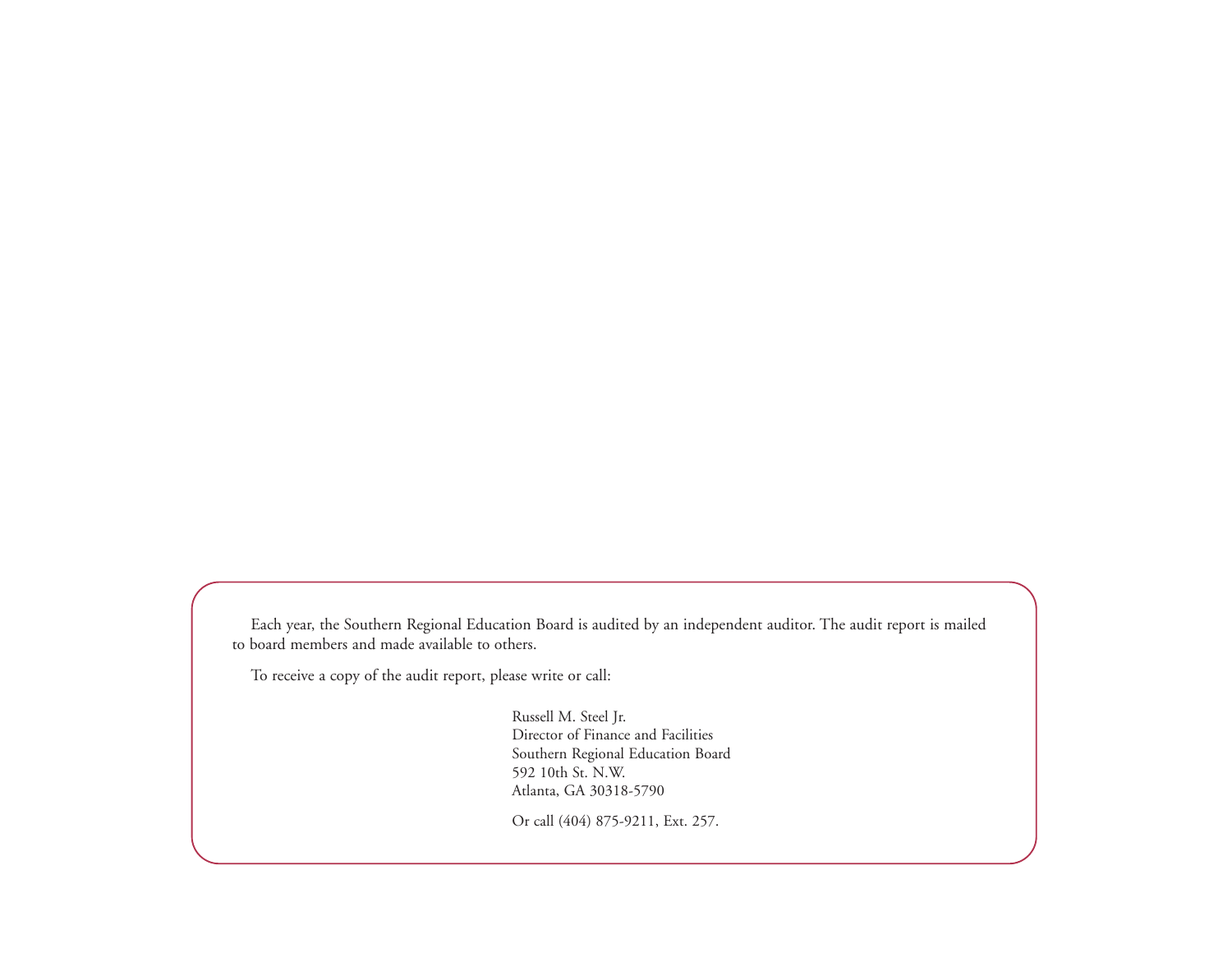Each year, the Southern Regional Education Board is audited by an independent auditor. The audit report is mailed to board members and made available to others.

To receive a copy of the audit report, please write or call:

Russell M. Steel Jr.  
Director of Finance and Facilities  
Southern Regional Education Board  
592 10th St. N.W.  
Atlanta, GA 30318-5790

Or call (404) 875-9211, Ext. 257.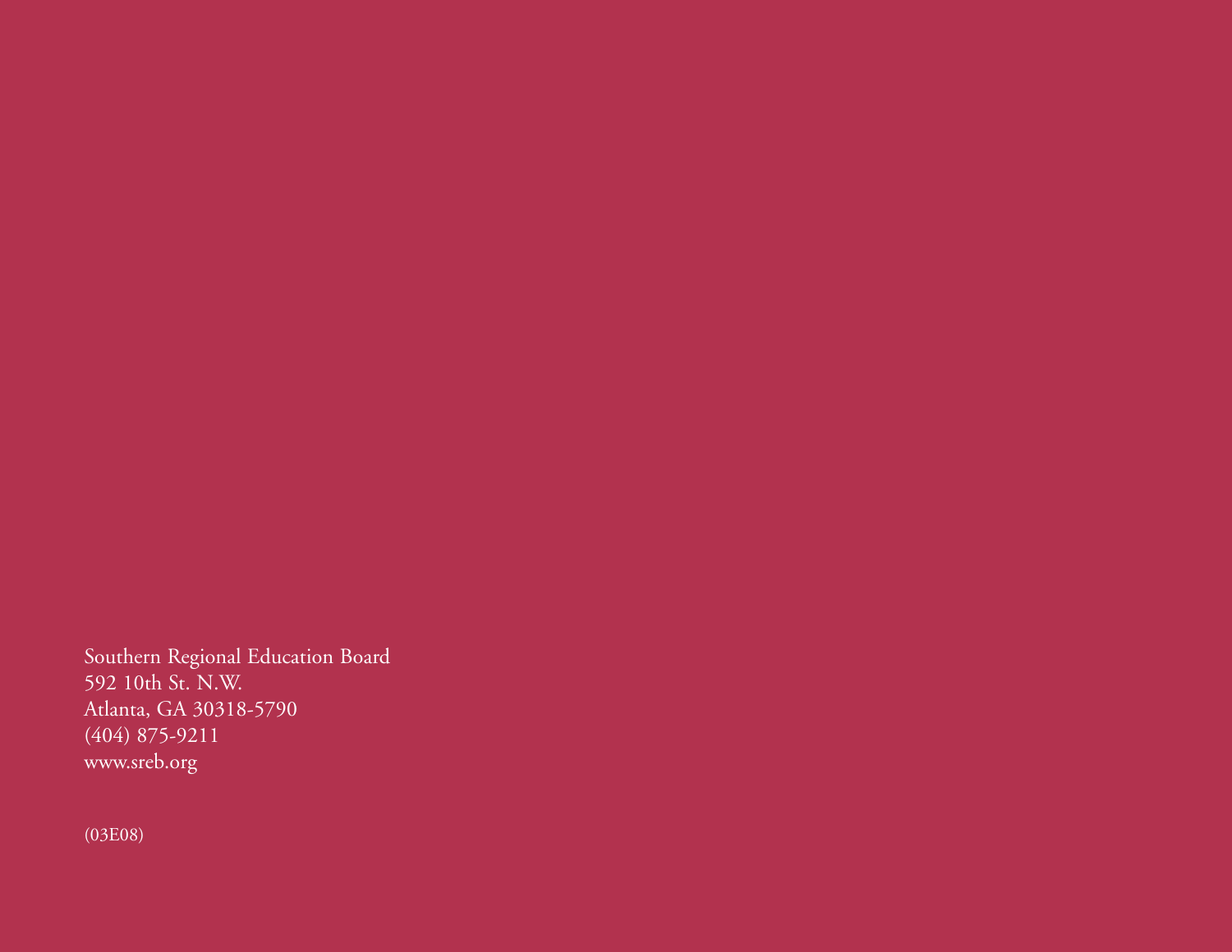Southern Regional Education Board
592 10th St. N.W.
Atlanta, GA 30318-5790
(404) 875-9211
www.sreb.org

(03E08)